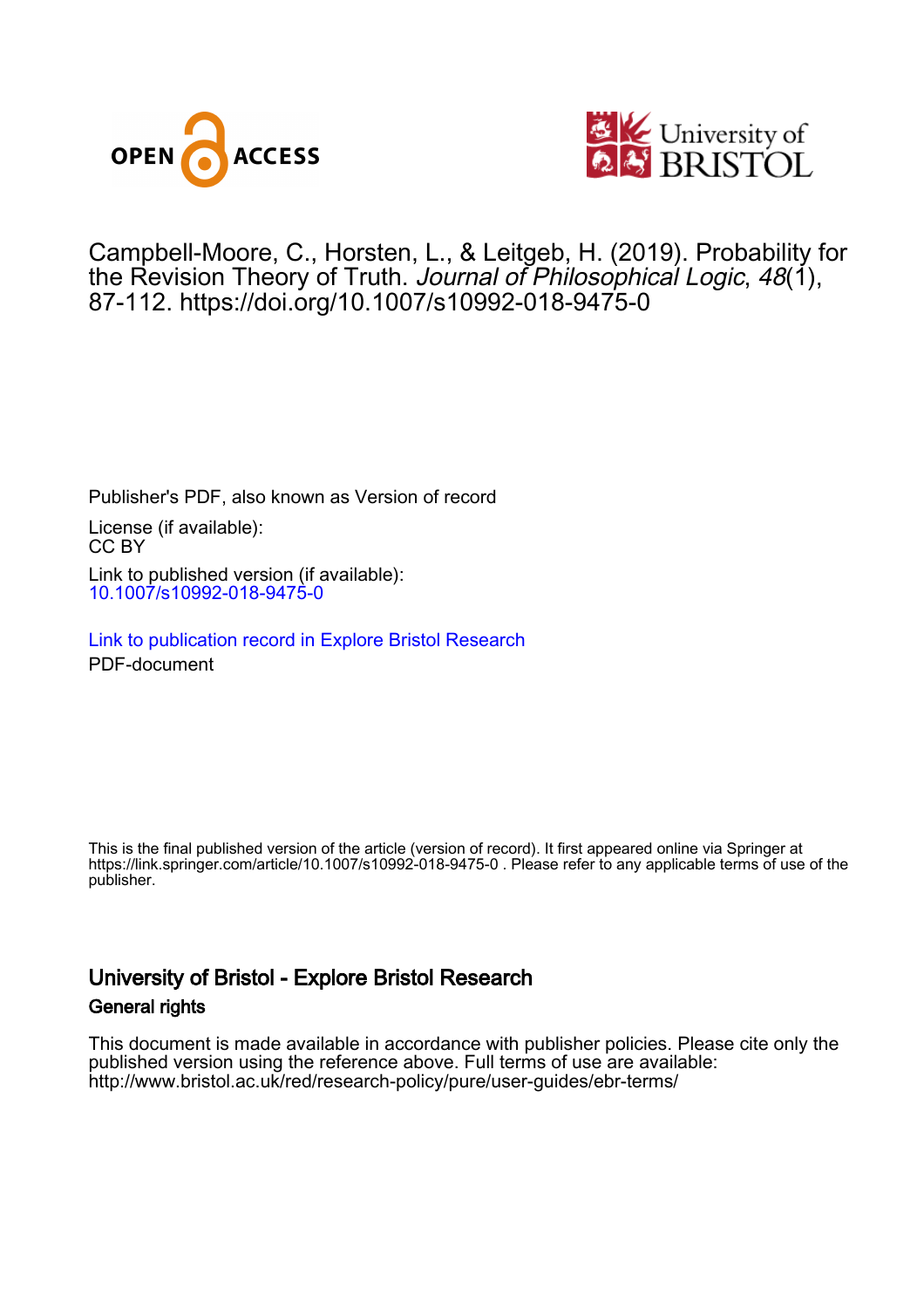Campbell-Moore, C., Horsten, L., & Leitgeb, H. (2019). Probability for the Revision Theory of Truth. *Journal of Philosophical Logic*, *48*(1), 87-112. https://doi.org/10.1007/s10992-018-9475-0

Publisher's PDF, also known as Version of record

License (if available):
CC BY

Link to published version (if available):
10.1007/s10992-018-9475-0

Link to publication record in Explore Bristol Research
PDF-document

This is the final published version of the article (version of record). It first appeared online via Springer at https://link.springer.com/article/10.1007/s10992-018-9475-0 . Please refer to any applicable terms of use of the publisher.

## University of Bristol - Explore Bristol Research

### General rights

This document is made available in accordance with publisher policies. Please cite only the published version using the reference above. Full terms of use are available: http://www.bristol.ac.uk/red/research-policy/pure/user-guides/ebr-terms/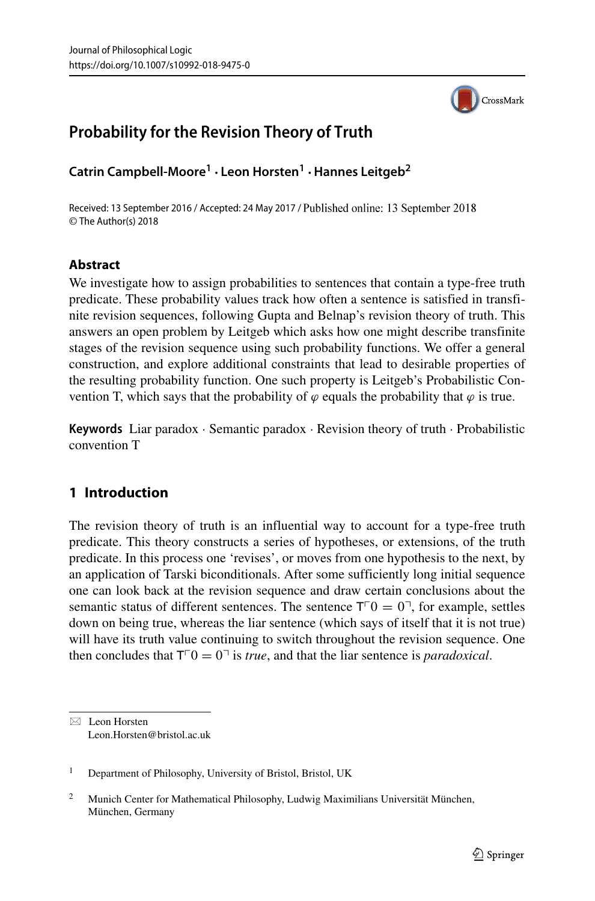# Probability for the Revision Theory of Truth

**Catrin Campbell-Moore[1] · Leon Horsten[1] · Hannes Leitgeb[2]**

Received: 13 September 2016 / Accepted: 24 May 2017 / Published online: 13 September 2018
© The Author(s) 2018

## Abstract

We investigate how to assign probabilities to sentences that contain a type-free truth predicate. These probability values track how often a sentence is satisfied in transfinite revision sequences, following Gupta and Belnap's revision theory of truth. This answers an open problem by Leitgeb which asks how one might describe transfinite stages of the revision sequence using such probability functions. We offer a general construction, and explore additional constraints that lead to desirable properties of the resulting probability function. One such property is Leitgeb's Probabilistic Convention T, which says that the probability of $\varphi$ equals the probability that $\varphi$ is true.

**Keywords** Liar paradox · Semantic paradox · Revision theory of truth · Probabilistic convention T

## 1 Introduction

The revision theory of truth is an influential way to account for a type-free truth predicate. This theory constructs a series of hypotheses, or extensions, of the truth predicate. In this process one 'revises', or moves from one hypothesis to the next, by an application of Tarski biconditionals. After some sufficiently long initial sequence one can look back at the revision sequence and draw certain conclusions about the semantic status of different sentences. The sentence $\mathrm{T}\ulcorner 0 = 0 \urcorner$, for example, settles down on being true, whereas the liar sentence (which says of itself that it is not true) will have its truth value continuing to switch throughout the revision sequence. One then concludes that $\mathrm{T}\ulcorner 0 = 0 \urcorner$ is *true*, and that the liar sentence is *paradoxical*.

---

✉ Leon Horsten
Leon.Horsten@bristol.ac.uk

[1] Department of Philosophy, University of Bristol, Bristol, UK

[2] Munich Center for Mathematical Philosophy, Ludwig Maximilians Universität München, München, Germany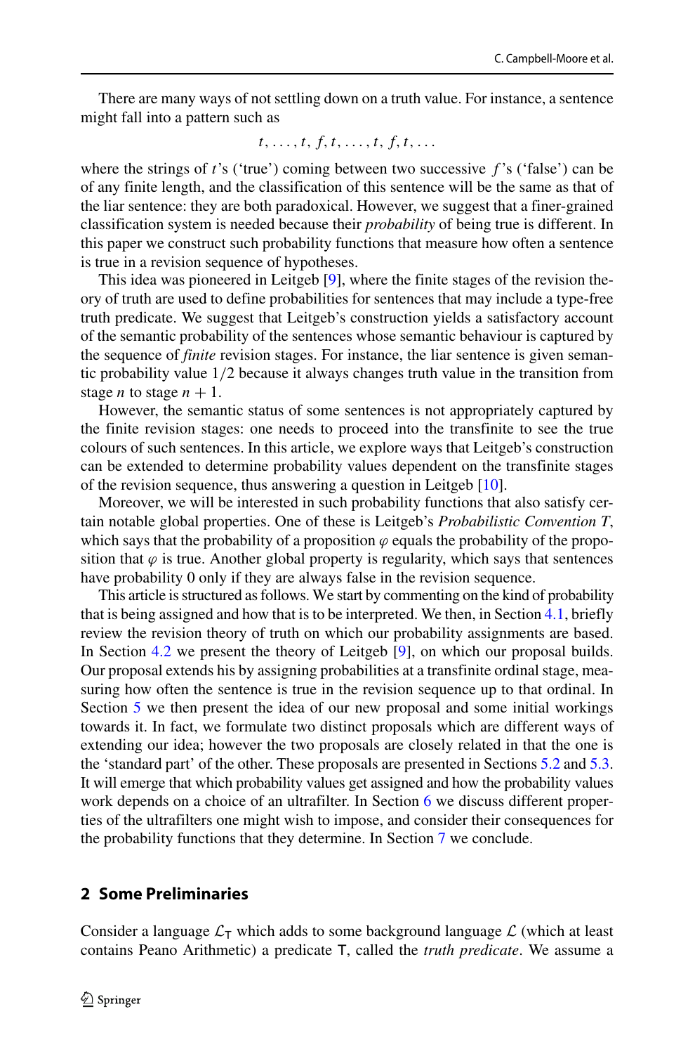There are many ways of not settling down on a truth value. For instance, a sentence might fall into a pattern such as

$$t, \ldots, t, f, t, \ldots, t, f, t, \ldots$$

where the strings of $t$'s ('true') coming between two successive $f$'s ('false') can be of any finite length, and the classification of this sentence will be the same as that of the liar sentence: they are both paradoxical. However, we suggest that a finer-grained classification system is needed because their *probability* of being true is different. In this paper we construct such probability functions that measure how often a sentence is true in a revision sequence of hypotheses.

This idea was pioneered in Leitgeb [9], where the finite stages of the revision theory of truth are used to define probabilities for sentences that may include a type-free truth predicate. We suggest that Leitgeb's construction yields a satisfactory account of the semantic probability of the sentences whose semantic behaviour is captured by the sequence of *finite* revision stages. For instance, the liar sentence is given semantic probability value $1/2$ because it always changes truth value in the transition from stage $n$ to stage $n+1$.

However, the semantic status of some sentences is not appropriately captured by the finite revision stages: one needs to proceed into the transfinite to see the true colours of such sentences. In this article, we explore ways that Leitgeb's construction can be extended to determine probability values dependent on the transfinite stages of the revision sequence, thus answering a question in Leitgeb [10].

Moreover, we will be interested in such probability functions that also satisfy certain notable global properties. One of these is Leitgeb's *Probabilistic Convention T*, which says that the probability of a proposition $\varphi$ equals the probability of the proposition that $\varphi$ is true. Another global property is regularity, which says that sentences have probability 0 only if they are always false in the revision sequence.

This article is structured as follows. We start by commenting on the kind of probability that is being assigned and how that is to be interpreted. We then, in Section 4.1, briefly review the revision theory of truth on which our probability assignments are based. In Section 4.2 we present the theory of Leitgeb [9], on which our proposal builds. Our proposal extends his by assigning probabilities at a transfinite ordinal stage, measuring how often the sentence is true in the revision sequence up to that ordinal. In Section 5 we then present the idea of our new proposal and some initial workings towards it. In fact, we formulate two distinct proposals which are different ways of extending our idea; however the two proposals are closely related in that the one is the 'standard part' of the other. These proposals are presented in Sections 5.2 and 5.3. It will emerge that which probability values get assigned and how the probability values work depends on a choice of an ultrafilter. In Section 6 we discuss different properties of the ultrafilters one might wish to impose, and consider their consequences for the probability functions that they determine. In Section 7 we conclude.

## 2 Some Preliminaries

Consider a language $\mathcal{L}_\mathsf{T}$ which adds to some background language $\mathcal{L}$ (which at least contains Peano Arithmetic) a predicate $\mathsf{T}$, called the *truth predicate*. We assume a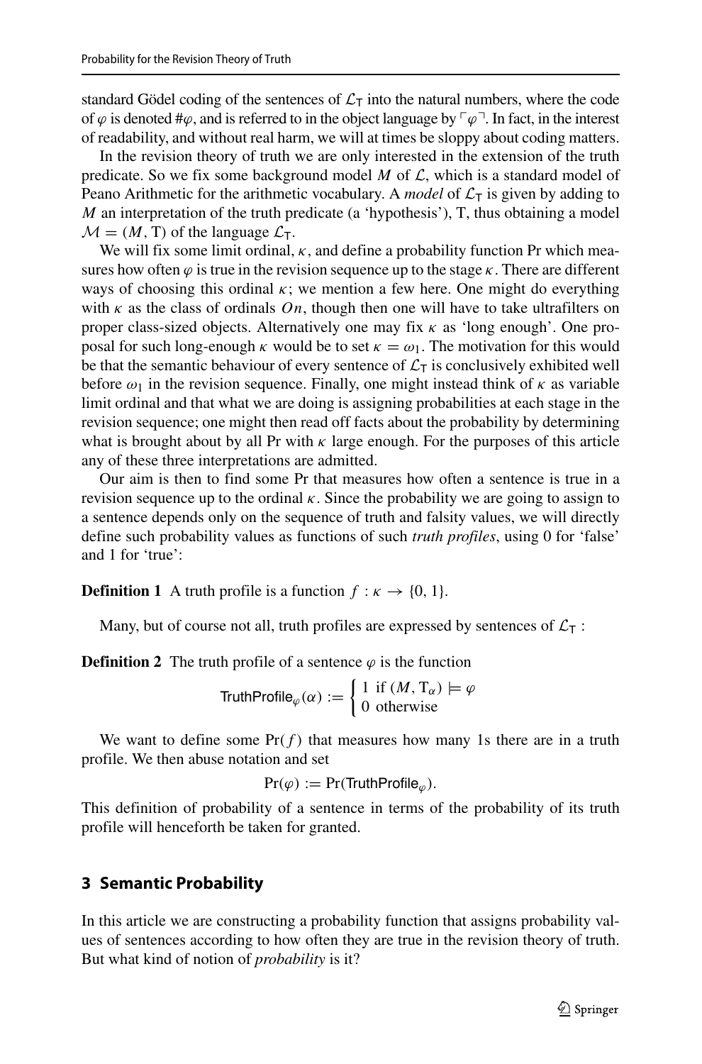standard Gödel coding of the sentences of $\mathcal{L}_\mathsf{T}$ into the natural numbers, where the code of $\varphi$ is denoted $\#\varphi$, and is referred to in the object language by $\ulcorner\varphi\urcorner$. In fact, in the interest of readability, and without real harm, we will at times be sloppy about coding matters.

In the revision theory of truth we are only interested in the extension of the truth predicate. So we fix some background model $M$ of $\mathcal{L}$, which is a standard model of Peano Arithmetic for the arithmetic vocabulary. A *model* of $\mathcal{L}_\mathsf{T}$ is given by adding to $M$ an interpretation of the truth predicate (a 'hypothesis'), T, thus obtaining a model $\mathcal{M} = (M, \mathrm{T})$ of the language $\mathcal{L}_\mathsf{T}$.

We will fix some limit ordinal, $\kappa$, and define a probability function Pr which measures how often $\varphi$ is true in the revision sequence up to the stage $\kappa$. There are different ways of choosing this ordinal $\kappa$; we mention a few here. One might do everything with $\kappa$ as the class of ordinals $On$, though then one will have to take ultrafilters on proper class-sized objects. Alternatively one may fix $\kappa$ as 'long enough'. One proposal for such long-enough $\kappa$ would be to set $\kappa = \omega_1$. The motivation for this would be that the semantic behaviour of every sentence of $\mathcal{L}_\mathsf{T}$ is conclusively exhibited well before $\omega_1$ in the revision sequence. Finally, one might instead think of $\kappa$ as variable limit ordinal and that what we are doing is assigning probabilities at each stage in the revision sequence; one might then read off facts about the probability by determining what is brought about by all Pr with $\kappa$ large enough. For the purposes of this article any of these three interpretations are admitted.

Our aim is then to find some Pr that measures how often a sentence is true in a revision sequence up to the ordinal $\kappa$. Since the probability we are going to assign to a sentence depends only on the sequence of truth and falsity values, we will directly define such probability values as functions of such *truth profiles*, using 0 for 'false' and 1 for 'true':

**Definition 1** A truth profile is a function $f : \kappa \to \{0, 1\}$.

Many, but of course not all, truth profiles are expressed by sentences of $\mathcal{L}_\mathsf{T}$ :

**Definition 2** The truth profile of a sentence $\varphi$ is the function

$$\mathsf{TruthProfile}_\varphi(\alpha) := \begin{cases} 1 & \text{if } (M, \mathrm{T}_\alpha) \models \varphi \\ 0 & \text{otherwise} \end{cases}$$

We want to define some $\Pr(f)$ that measures how many 1s there are in a truth profile. We then abuse notation and set

$$\Pr(\varphi) := \Pr(\mathsf{TruthProfile}_\varphi).$$

This definition of probability of a sentence in terms of the probability of its truth profile will henceforth be taken for granted.

## 3 Semantic Probability

In this article we are constructing a probability function that assigns probability values of sentences according to how often they are true in the revision theory of truth. But what kind of notion of *probability* is it?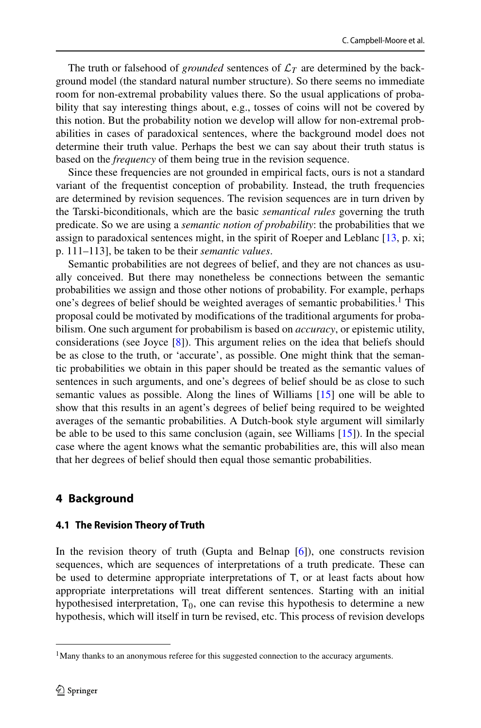The truth or falsehood of *grounded* sentences of $\mathcal{L}_T$ are determined by the background model (the standard natural number structure). So there seems no immediate room for non-extremal probability values there. So the usual applications of probability that say interesting things about, e.g., tosses of coins will not be covered by this notion. But the probability notion we develop will allow for non-extremal probabilities in cases of paradoxical sentences, where the background model does not determine their truth value. Perhaps the best we can say about their truth status is based on the *frequency* of them being true in the revision sequence.

Since these frequencies are not grounded in empirical facts, ours is not a standard variant of the frequentist conception of probability. Instead, the truth frequencies are determined by revision sequences. The revision sequences are in turn driven by the Tarski-biconditionals, which are the basic *semantical rules* governing the truth predicate. So we are using a *semantic notion of probability*: the probabilities that we assign to paradoxical sentences might, in the spirit of Roeper and Leblanc [13, p. xi; p. 111–113], be taken to be their *semantic values*.

Semantic probabilities are not degrees of belief, and they are not chances as usually conceived. But there may nonetheless be connections between the semantic probabilities we assign and those other notions of probability. For example, perhaps one's degrees of belief should be weighted averages of semantic probabilities.[1] This proposal could be motivated by modifications of the traditional arguments for probabilism. One such argument for probabilism is based on *accuracy*, or epistemic utility, considerations (see Joyce [8]). This argument relies on the idea that beliefs should be as close to the truth, or 'accurate', as possible. One might think that the semantic probabilities we obtain in this paper should be treated as the semantic values of sentences in such arguments, and one's degrees of belief should be as close to such semantic values as possible. Along the lines of Williams [15] one will be able to show that this results in an agent's degrees of belief being required to be weighted averages of the semantic probabilities. A Dutch-book style argument will similarly be able to be used to this same conclusion (again, see Williams [15]). In the special case where the agent knows what the semantic probabilities are, this will also mean that her degrees of belief should then equal those semantic probabilities.

## 4 Background

### 4.1 The Revision Theory of Truth

In the revision theory of truth (Gupta and Belnap [6]), one constructs revision sequences, which are sequences of interpretations of a truth predicate. These can be used to determine appropriate interpretations of $\mathsf{T}$, or at least facts about how appropriate interpretations will treat different sentences. Starting with an initial hypothesised interpretation, $\mathrm{T}_0$, one can revise this hypothesis to determine a new hypothesis, which will itself in turn be revised, etc. This process of revision develops

[1] Many thanks to an anonymous referee for this suggested connection to the accuracy arguments.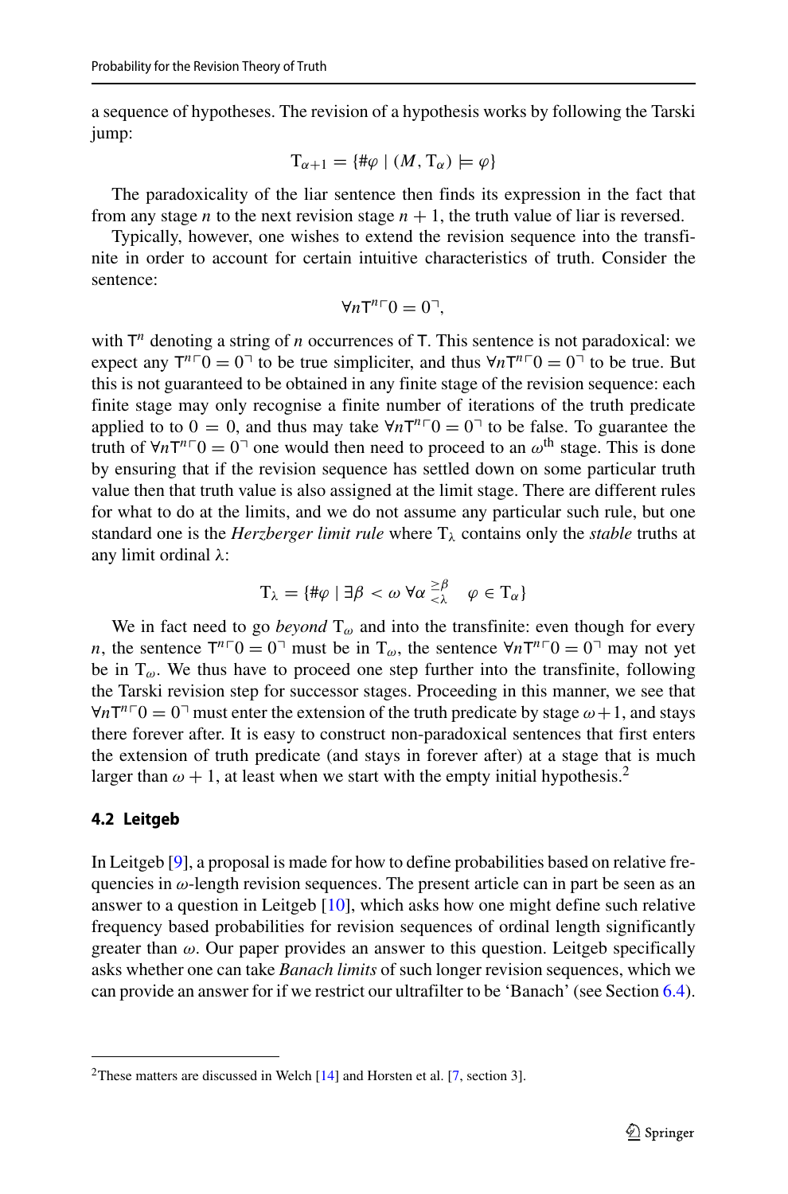a sequence of hypotheses. The revision of a hypothesis works by following the Tarski jump:

$$\mathrm{T}_{\alpha+1} = \{\#\varphi \mid (M, \mathrm{T}_\alpha) \models \varphi\}$$

The paradoxicality of the liar sentence then finds its expression in the fact that from any stage $n$ to the next revision stage $n+1$, the truth value of liar is reversed.

Typically, however, one wishes to extend the revision sequence into the transfinite in order to account for certain intuitive characteristics of truth. Consider the sentence:

$$\forall n \mathsf{T}^n \ulcorner 0 = 0 \urcorner,$$

with $\mathsf{T}^n$ denoting a string of $n$ occurrences of $\mathsf{T}$. This sentence is not paradoxical: we expect any $\mathsf{T}^n \ulcorner 0 = 0 \urcorner$ to be true simpliciter, and thus $\forall n \mathsf{T}^n \ulcorner 0 = 0 \urcorner$ to be true. But this is not guaranteed to be obtained in any finite stage of the revision sequence: each finite stage may only recognise a finite number of iterations of the truth predicate applied to to $0 = 0$, and thus may take $\forall n \mathsf{T}^n \ulcorner 0 = 0 \urcorner$ to be false. To guarantee the truth of $\forall n \mathsf{T}^n \ulcorner 0 = 0 \urcorner$ one would then need to proceed to an $\omega^{\text{th}}$ stage. This is done by ensuring that if the revision sequence has settled down on some particular truth value then that truth value is also assigned at the limit stage. There are different rules for what to do at the limits, and we do not assume any particular such rule, but one standard one is the *Herzberger limit rule* where $\mathrm{T}_\lambda$ contains only the *stable* truths at any limit ordinal $\lambda$:

$$\mathrm{T}_\lambda = \{\#\varphi \mid \exists \beta < \omega \; \forall \alpha {}^{\geq \beta}_{<\lambda} \quad \varphi \in \mathrm{T}_\alpha\}$$

We in fact need to go *beyond* $\mathrm{T}_\omega$ and into the transfinite: even though for every $n$, the sentence $\mathsf{T}^n \ulcorner 0 = 0 \urcorner$ must be in $\mathrm{T}_\omega$, the sentence $\forall n \mathsf{T}^n \ulcorner 0 = 0 \urcorner$ may not yet be in $\mathrm{T}_\omega$. We thus have to proceed one step further into the transfinite, following the Tarski revision step for successor stages. Proceeding in this manner, we see that $\forall n \mathsf{T}^n \ulcorner 0 = 0 \urcorner$ must enter the extension of the truth predicate by stage $\omega+1$, and stays there forever after. It is easy to construct non-paradoxical sentences that first enters the extension of truth predicate (and stays in forever after) at a stage that is much larger than $\omega + 1$, at least when we start with the empty initial hypothesis.[2]

### 4.2 Leitgeb

In Leitgeb [9], a proposal is made for how to define probabilities based on relative frequencies in $\omega$-length revision sequences. The present article can in part be seen as an answer to a question in Leitgeb [10], which asks how one might define such relative frequency based probabilities for revision sequences of ordinal length significantly greater than $\omega$. Our paper provides an answer to this question. Leitgeb specifically asks whether one can take *Banach limits* of such longer revision sequences, which we can provide an answer for if we restrict our ultrafilter to be 'Banach' (see Section 6.4).

---

[2] These matters are discussed in Welch [14] and Horsten et al. [7, section 3].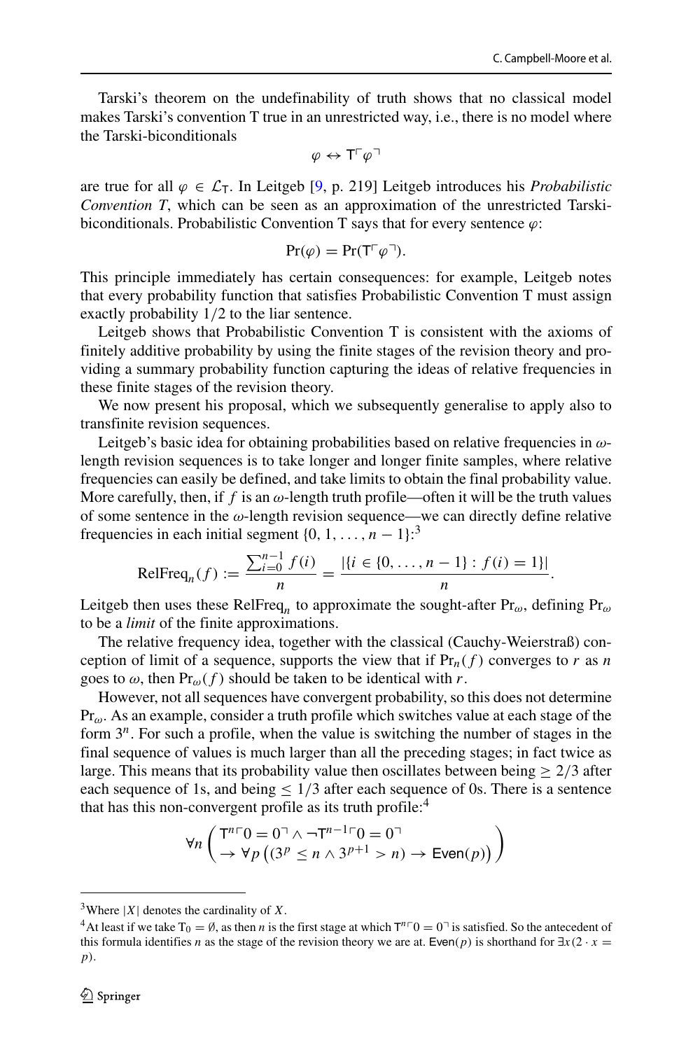Tarski's theorem on the undefinability of truth shows that no classical model makes Tarski's convention T true in an unrestricted way, i.e., there is no model where the Tarski-biconditionals

$$\varphi \leftrightarrow \mathsf{T}\ulcorner\varphi\urcorner$$

are true for all $\varphi \in \mathcal{L}_\mathsf{T}$. In Leitgeb [9, p. 219] Leitgeb introduces his *Probabilistic Convention T*, which can be seen as an approximation of the unrestricted Tarski-biconditionals. Probabilistic Convention T says that for every sentence $\varphi$:

$$\Pr(\varphi) = \Pr(\mathsf{T}\ulcorner\varphi\urcorner).$$

This principle immediately has certain consequences: for example, Leitgeb notes that every probability function that satisfies Probabilistic Convention T must assign exactly probability 1/2 to the liar sentence.

Leitgeb shows that Probabilistic Convention T is consistent with the axioms of finitely additive probability by using the finite stages of the revision theory and providing a summary probability function capturing the ideas of relative frequencies in these finite stages of the revision theory.

We now present his proposal, which we subsequently generalise to apply also to transfinite revision sequences.

Leitgeb's basic idea for obtaining probabilities based on relative frequencies in $\omega$-length revision sequences is to take longer and longer finite samples, where relative frequencies can easily be defined, and take limits to obtain the final probability value. More carefully, then, if $f$ is an $\omega$-length truth profile—often it will be the truth values of some sentence in the $\omega$-length revision sequence—we can directly define relative frequencies in each initial segment $\{0, 1, \dots, n-1\}$:[3]

$$\mathrm{RelFreq}_n(f) := \frac{\sum_{i=0}^{n-1} f(i)}{n} = \frac{|\{i \in \{0, \dots, n-1\} : f(i) = 1\}|}{n}.$$

Leitgeb then uses these $\mathrm{RelFreq}_n$ to approximate the sought-after $\Pr_\omega$, defining $\Pr_\omega$ to be a *limit* of the finite approximations.

The relative frequency idea, together with the classical (Cauchy-Weierstraß) conception of limit of a sequence, supports the view that if $\Pr_n(f)$ converges to $r$ as $n$ goes to $\omega$, then $\Pr_\omega(f)$ should be taken to be identical with $r$.

However, not all sequences have convergent probability, so this does not determine $\Pr_\omega$. As an example, consider a truth profile which switches value at each stage of the form $3^n$. For such a profile, when the value is switching the number of stages in the final sequence of values is much larger than all the preceding stages; in fact twice as large. This means that its probability value then oscillates between being $\geq 2/3$ after each sequence of 1s, and being $\leq 1/3$ after each sequence of 0s. There is a sentence that has this non-convergent profile as its truth profile:[4]

$$\forall n \left( \begin{array}{l} \mathsf{T}^n\ulcorner 0 = 0\urcorner \wedge \neg\mathsf{T}^{n-1}\ulcorner 0 = 0\urcorner \\ \rightarrow \forall p \left( (3^p \leq n \wedge 3^{p+1} > n) \rightarrow \mathsf{Even}(p) \right) \end{array} \right)$$

---

[3] Where $|X|$ denotes the cardinality of $X$.

[4] At least if we take $\mathrm{T}_0 = \emptyset$, as then $n$ is the first stage at which $\mathsf{T}^n\ulcorner 0 = 0\urcorner$ is satisfied. So the antecedent of this formula identifies $n$ as the stage of the revision theory we are at. $\mathsf{Even}(p)$ is shorthand for $\exists x(2 \cdot x = p)$.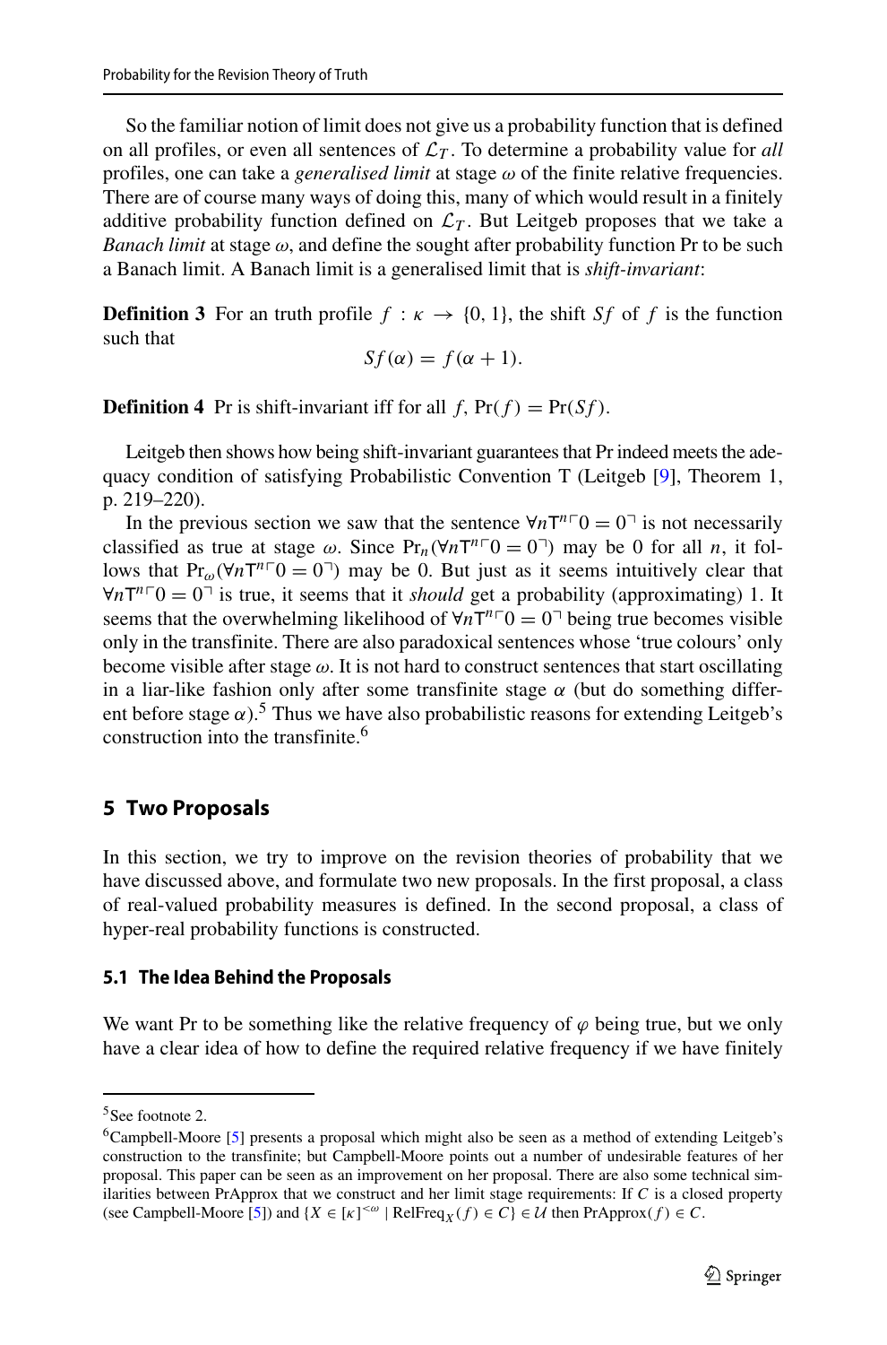So the familiar notion of limit does not give us a probability function that is defined on all profiles, or even all sentences of $\mathcal{L}_T$. To determine a probability value for *all* profiles, one can take a *generalised limit* at stage $\omega$ of the finite relative frequencies. There are of course many ways of doing this, many of which would result in a finitely additive probability function defined on $\mathcal{L}_T$. But Leitgeb proposes that we take a *Banach limit* at stage $\omega$, and define the sought after probability function Pr to be such a Banach limit. A Banach limit is a generalised limit that is *shift-invariant*:

**Definition 3** For an truth profile $f : \kappa \to \{0, 1\}$, the shift $Sf$ of $f$ is the function such that

$$Sf(\alpha) = f(\alpha + 1).$$

**Definition 4** Pr is shift-invariant iff for all $f$, $\Pr(f) = \Pr(Sf)$.

Leitgeb then shows how being shift-invariant guarantees that Pr indeed meets the adequacy condition of satisfying Probabilistic Convention T (Leitgeb [9], Theorem 1, p. 219–220).

In the previous section we saw that the sentence $\forall n \mathsf{T}^n \ulcorner 0 = 0 \urcorner$ is not necessarily classified as true at stage $\omega$. Since $\Pr_n(\forall n \mathsf{T}^n \ulcorner 0 = 0 \urcorner)$ may be 0 for all $n$, it follows that $\Pr_\omega(\forall n \mathsf{T}^n \ulcorner 0 = 0 \urcorner)$ may be 0. But just as it seems intuitively clear that $\forall n \mathsf{T}^n \ulcorner 0 = 0 \urcorner$ is true, it seems that it *should* get a probability (approximating) 1. It seems that the overwhelming likelihood of $\forall n \mathsf{T}^n \ulcorner 0 = 0 \urcorner$ being true becomes visible only in the transfinite. There are also paradoxical sentences whose 'true colours' only become visible after stage $\omega$. It is not hard to construct sentences that start oscillating in a liar-like fashion only after some transfinite stage $\alpha$ (but do something different before stage $\alpha$).[5] Thus we have also probabilistic reasons for extending Leitgeb's construction into the transfinite.[6]

## 5 Two Proposals

In this section, we try to improve on the revision theories of probability that we have discussed above, and formulate two new proposals. In the first proposal, a class of real-valued probability measures is defined. In the second proposal, a class of hyper-real probability functions is constructed.

### 5.1 The Idea Behind the Proposals

We want Pr to be something like the relative frequency of $\varphi$ being true, but we only have a clear idea of how to define the required relative frequency if we have finitely

---

[5] See footnote 2.

[6] Campbell-Moore [5] presents a proposal which might also be seen as a method of extending Leitgeb's construction to the transfinite; but Campbell-Moore points out a number of undesirable features of her proposal. This paper can be seen as an improvement on her proposal. There are also some technical similarities between PrApprox that we construct and her limit stage requirements: If $C$ is a closed property (see Campbell-Moore [5]) and $\{X \in [\kappa]^{<\omega} \mid \mathrm{RelFreq}_X(f) \in C\} \in \mathcal{U}$ then $\mathrm{PrApprox}(f) \in C$.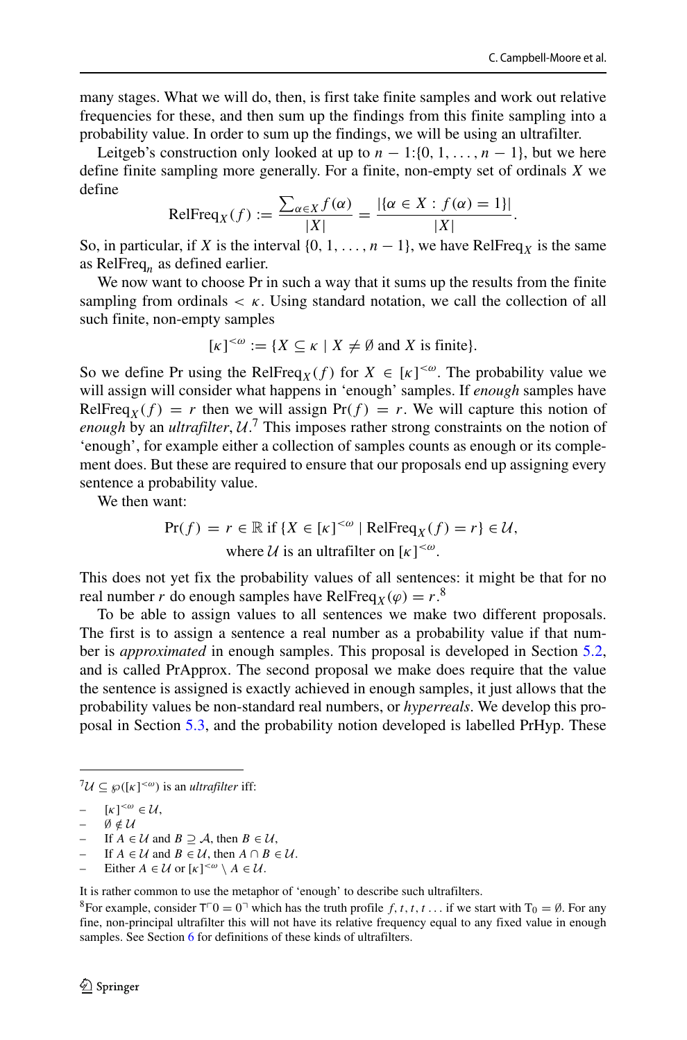many stages. What we will do, then, is first take finite samples and work out relative frequencies for these, and then sum up the findings from this finite sampling into a probability value. In order to sum up the findings, we will be using an ultrafilter.

Leitgeb's construction only looked at up to $n-1$:$\{0, 1, \ldots, n-1\}$, but we here define finite sampling more generally. For a finite, non-empty set of ordinals $X$ we define

$$\mathrm{RelFreq}_X(f) := \frac{\sum_{\alpha \in X} f(\alpha)}{|X|} = \frac{|\{\alpha \in X : f(\alpha) = 1\}|}{|X|}.$$

So, in particular, if $X$ is the interval $\{0, 1, \ldots, n-1\}$, we have $\mathrm{RelFreq}_X$ is the same as $\mathrm{RelFreq}_n$ as defined earlier.

We now want to choose Pr in such a way that it sums up the results from the finite sampling from ordinals $< \kappa$. Using standard notation, we call the collection of all such finite, non-empty samples

$$[\kappa]^{<\omega} := \{X \subseteq \kappa \mid X \neq \emptyset \text{ and } X \text{ is finite}\}.$$

So we define Pr using the $\mathrm{RelFreq}_X(f)$ for $X \in [\kappa]^{<\omega}$. The probability value we will assign will consider what happens in 'enough' samples. If *enough* samples have $\mathrm{RelFreq}_X(f) = r$ then we will assign $\Pr(f) = r$. We will capture this notion of *enough* by an *ultrafilter*, $\mathcal{U}$.[7] This imposes rather strong constraints on the notion of 'enough', for example either a collection of samples counts as enough or its complement does. But these are required to ensure that our proposals end up assigning every sentence a probability value.

We then want:

$$\Pr(f) = r \in \mathbb{R} \text{ if } \{X \in [\kappa]^{<\omega} \mid \mathrm{RelFreq}_X(f) = r\} \in \mathcal{U},$$
$$\text{where } \mathcal{U} \text{ is an ultrafilter on } [\kappa]^{<\omega}.$$

This does not yet fix the probability values of all sentences: it might be that for no real number $r$ do enough samples have $\mathrm{RelFreq}_X(\varphi) = r$.[8]

To be able to assign values to all sentences we make two different proposals. The first is to assign a sentence a real number as a probability value if that number is *approximated* in enough samples. This proposal is developed in Section 5.2, and is called PrApprox. The second proposal we make does require that the value the sentence is assigned is exactly achieved in enough samples, it just allows that the probability values be non-standard real numbers, or *hyperreals*. We develop this proposal in Section 5.3, and the probability notion developed is labelled PrHyp. These

---

[7] $\mathcal{U} \subseteq \wp([\kappa]^{<\omega})$ is an *ultrafilter* iff:

- $[\kappa]^{<\omega} \in \mathcal{U}$,
- $\emptyset \notin \mathcal{U}$
- If $A \in \mathcal{U}$ and $B \supseteq \mathcal{A}$, then $B \in \mathcal{U}$,
- If $A \in \mathcal{U}$ and $B \in \mathcal{U}$, then $A \cap B \in \mathcal{U}$.
- Either $A \in \mathcal{U}$ or $[\kappa]^{<\omega} \setminus A \in \mathcal{U}$.

It is rather common to use the metaphor of 'enough' to describe such ultrafilters.

[8] For example, consider $\mathrm{T}\ulcorner 0 = 0 \urcorner$ which has the truth profile $f, t, t, t \ldots$ if we start with $\mathrm{T}_0 = \emptyset$. For any fine, non-principal ultrafilter this will not have its relative frequency equal to any fixed value in enough samples. See Section 6 for definitions of these kinds of ultrafilters.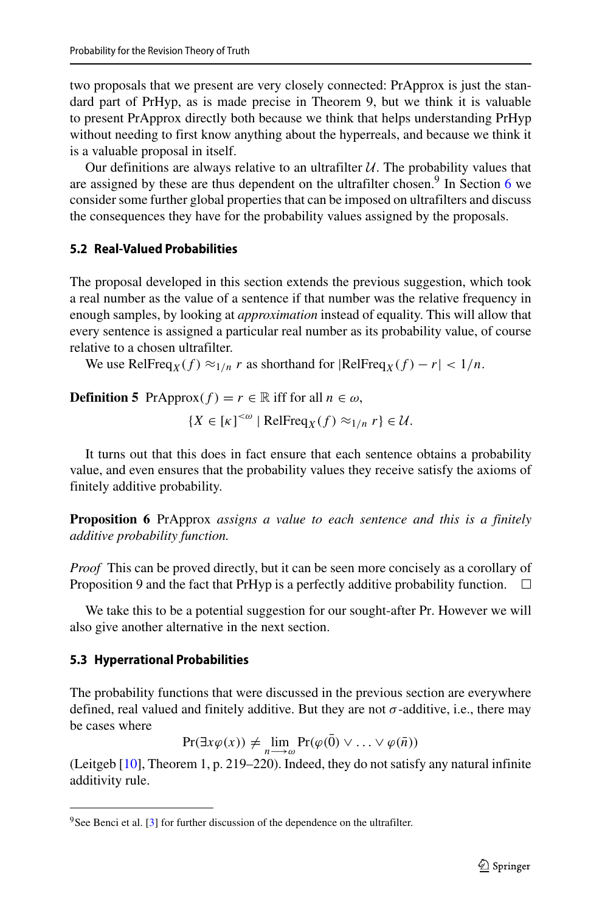two proposals that we present are very closely connected: PrApprox is just the standard part of PrHyp, as is made precise in Theorem 9, but we think it is valuable to present PrApprox directly both because we think that helps understanding PrHyp without needing to first know anything about the hyperreals, and because we think it is a valuable proposal in itself.

Our definitions are always relative to an ultrafilter $\mathcal{U}$. The probability values that are assigned by these are thus dependent on the ultrafilter chosen.[9] In Section 6 we consider some further global properties that can be imposed on ultrafilters and discuss the consequences they have for the probability values assigned by the proposals.

### 5.2 Real-Valued Probabilities

The proposal developed in this section extends the previous suggestion, which took a real number as the value of a sentence if that number was the relative frequency in enough samples, by looking at *approximation* instead of equality. This will allow that every sentence is assigned a particular real number as its probability value, of course relative to a chosen ultrafilter.

We use $\mathrm{RelFreq}_X(f) \approx_{1/n} r$ as shorthand for $|\mathrm{RelFreq}_X(f) - r| < 1/n$.

**Definition 5** $\mathrm{PrApprox}(f) = r \in \mathbb{R}$ iff for all $n \in \omega$,

$$\{X \in [\kappa]^{<\omega} \mid \mathrm{RelFreq}_X(f) \approx_{1/n} r\} \in \mathcal{U}.$$

It turns out that this does in fact ensure that each sentence obtains a probability value, and even ensures that the probability values they receive satisfy the axioms of finitely additive probability.

**Proposition 6** PrApprox *assigns a value to each sentence and this is a finitely additive probability function.*

*Proof* This can be proved directly, but it can be seen more concisely as a corollary of Proposition 9 and the fact that PrHyp is a perfectly additive probability function. □

We take this to be a potential suggestion for our sought-after Pr. However we will also give another alternative in the next section.

### 5.3 Hyperrational Probabilities

The probability functions that were discussed in the previous section are everywhere defined, real valued and finitely additive. But they are not $\sigma$-additive, i.e., there may be cases where

$$\Pr(\exists x \varphi(x)) \neq \lim_{n \longrightarrow \omega} \Pr(\varphi(\bar{0}) \vee \ldots \vee \varphi(\bar{n}))$$

(Leitgeb [10], Theorem 1, p. 219–220). Indeed, they do not satisfy any natural infinite additivity rule.

[9] See Benci et al. [3] for further discussion of the dependence on the ultrafilter.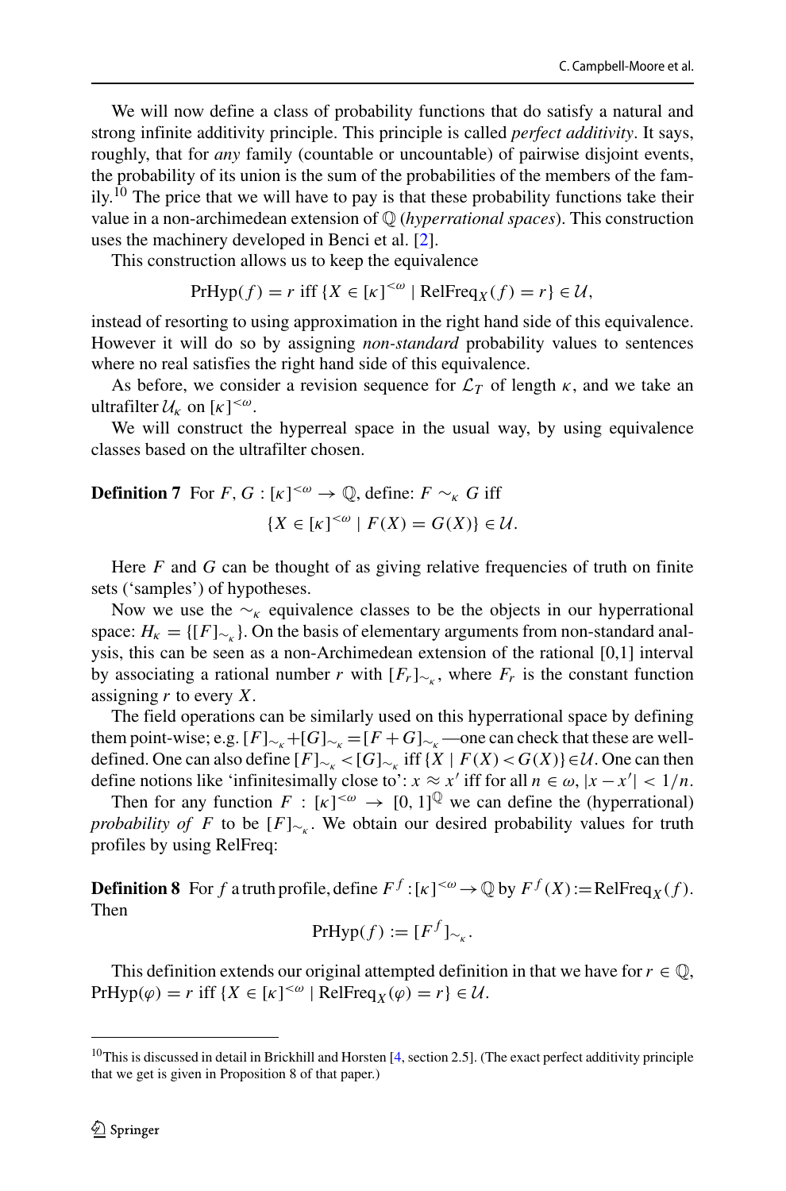We will now define a class of probability functions that do satisfy a natural and strong infinite additivity principle. This principle is called *perfect additivity*. It says, roughly, that for *any* family (countable or uncountable) of pairwise disjoint events, the probability of its union is the sum of the probabilities of the members of the family.[10] The price that we will have to pay is that these probability functions take their value in a non-archimedean extension of $\mathbb{Q}$ (*hyperrational spaces*). This construction uses the machinery developed in Benci et al. [2].

This construction allows us to keep the equivalence

$$\text{PrHyp}(f) = r \text{ iff } \{X \in [\kappa]^{<\omega} \mid \text{RelFreq}_X(f) = r\} \in \mathcal{U},$$

instead of resorting to using approximation in the right hand side of this equivalence. However it will do so by assigning *non-standard* probability values to sentences where no real satisfies the right hand side of this equivalence.

As before, we consider a revision sequence for $\mathcal{L}_T$ of length $\kappa$, and we take an ultrafilter $\mathcal{U}_\kappa$ on $[\kappa]^{<\omega}$.

We will construct the hyperreal space in the usual way, by using equivalence classes based on the ultrafilter chosen.

**Definition 7** For $F, G : [\kappa]^{<\omega} \to \mathbb{Q}$, define: $F \sim_\kappa G$ iff

$$\{X \in [\kappa]^{<\omega} \mid F(X) = G(X)\} \in \mathcal{U}.$$

Here $F$ and $G$ can be thought of as giving relative frequencies of truth on finite sets ('samples') of hypotheses.

Now we use the $\sim_\kappa$ equivalence classes to be the objects in our hyperrational space: $H_\kappa = \{[F]_{\sim_\kappa}\}$. On the basis of elementary arguments from non-standard analysis, this can be seen as a non-Archimedean extension of the rational [0,1] interval by associating a rational number $r$ with $[F_r]_{\sim_\kappa}$, where $F_r$ is the constant function assigning $r$ to every $X$.

The field operations can be similarly used on this hyperrational space by defining them point-wise; e.g. $[F]_{\sim_\kappa} + [G]_{\sim_\kappa} = [F + G]_{\sim_\kappa}$—one can check that these are well-defined. One can also define $[F]_{\sim_\kappa} < [G]_{\sim_\kappa}$ iff $\{X \mid F(X) < G(X)\} \in \mathcal{U}$. One can then define notions like 'infinitesimally close to': $x \approx x'$ iff for all $n \in \omega$, $|x - x'| < 1/n$.

Then for any function $F : [\kappa]^{<\omega} \to [0, 1]^{\mathbb{Q}}$ we can define the (hyperrational) *probability of* $F$ to be $[F]_{\sim_\kappa}$. We obtain our desired probability values for truth profiles by using RelFreq:

**Definition 8** For $f$ a truth profile, define $F^f : [\kappa]^{<\omega} \to \mathbb{Q}$ by $F^f(X) := \text{RelFreq}_X(f)$. Then

$$\text{PrHyp}(f) := [F^f]_{\sim_\kappa}.$$

This definition extends our original attempted definition in that we have for $r \in \mathbb{Q}$, $\text{PrHyp}(\varphi) = r$ iff $\{X \in [\kappa]^{<\omega} \mid \text{RelFreq}_X(\varphi) = r\} \in \mathcal{U}$.

---

[10] This is discussed in detail in Brickhill and Horsten [4, section 2.5]. (The exact perfect additivity principle that we get is given in Proposition 8 of that paper.)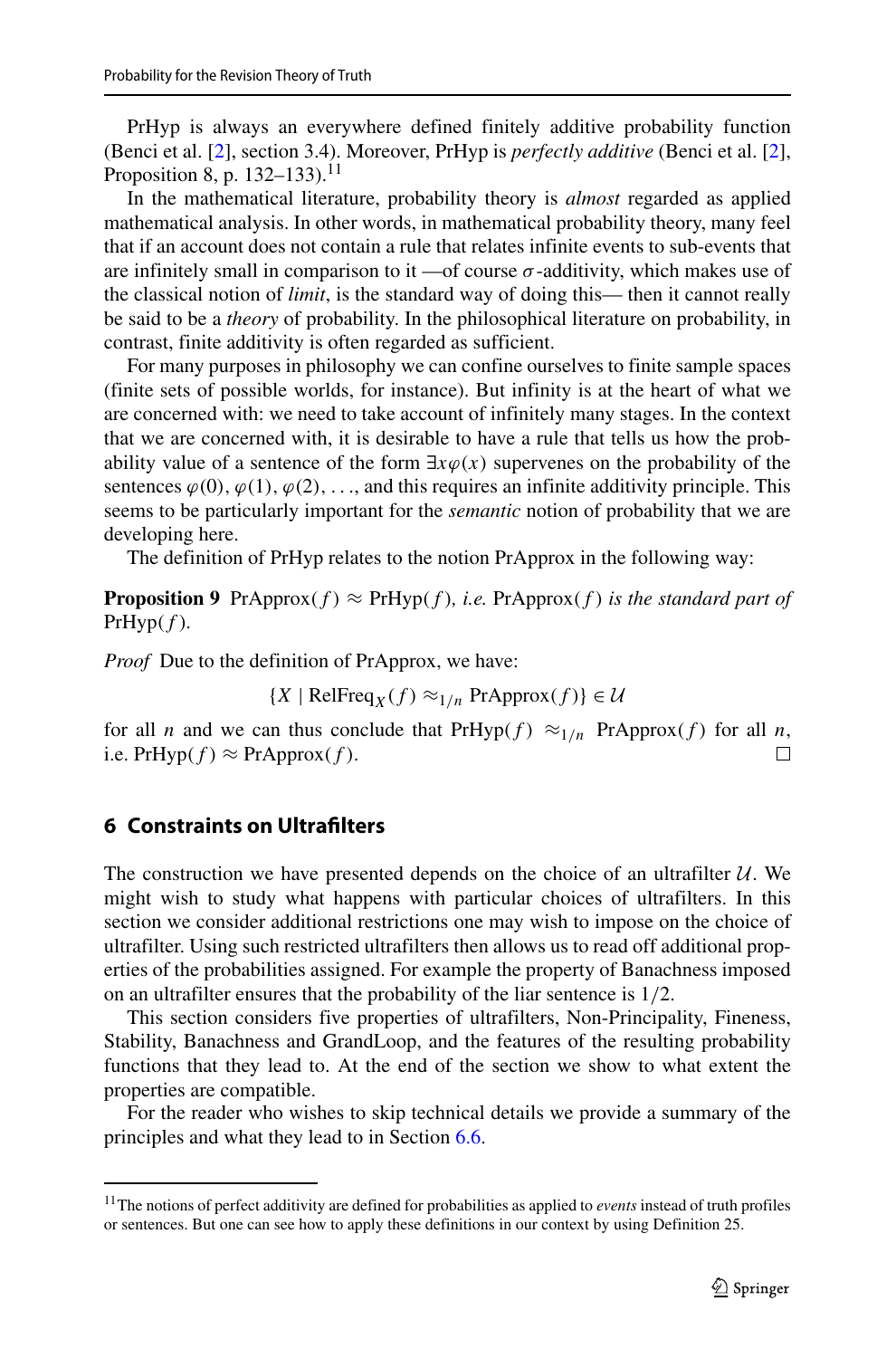PrHyp is always an everywhere defined finitely additive probability function (Benci et al. [2], section 3.4). Moreover, PrHyp is *perfectly additive* (Benci et al. [2], Proposition 8, p. 132–133).[11]

In the mathematical literature, probability theory is *almost* regarded as applied mathematical analysis. In other words, in mathematical probability theory, many feel that if an account does not contain a rule that relates infinite events to sub-events that are infinitely small in comparison to it —of course $\sigma$-additivity, which makes use of the classical notion of *limit*, is the standard way of doing this— then it cannot really be said to be a *theory* of probability. In the philosophical literature on probability, in contrast, finite additivity is often regarded as sufficient.

For many purposes in philosophy we can confine ourselves to finite sample spaces (finite sets of possible worlds, for instance). But infinity is at the heart of what we are concerned with: we need to take account of infinitely many stages. In the context that we are concerned with, it is desirable to have a rule that tells us how the probability value of a sentence of the form $\exists x \varphi(x)$ supervenes on the probability of the sentences $\varphi(0), \varphi(1), \varphi(2), \ldots$, and this requires an infinite additivity principle. This seems to be particularly important for the *semantic* notion of probability that we are developing here.

The definition of PrHyp relates to the notion PrApprox in the following way:

**Proposition 9** $\mathrm{PrApprox}(f) \approx \mathrm{PrHyp}(f)$, *i.e.* $\mathrm{PrApprox}(f)$ *is the standard part of* $\mathrm{PrHyp}(f)$.

*Proof* Due to the definition of PrApprox, we have:

$$\{X \mid \mathrm{RelFreq}_X(f) \approx_{1/n} \mathrm{PrApprox}(f)\} \in \mathcal{U}$$

for all $n$ and we can thus conclude that $\mathrm{PrHyp}(f) \approx_{1/n} \mathrm{PrApprox}(f)$ for all $n$, i.e. $\mathrm{PrHyp}(f) \approx \mathrm{PrApprox}(f)$. □

## 6 Constraints on Ultrafilters

The construction we have presented depends on the choice of an ultrafilter $\mathcal{U}$. We might wish to study what happens with particular choices of ultrafilters. In this section we consider additional restrictions one may wish to impose on the choice of ultrafilter. Using such restricted ultrafilters then allows us to read off additional properties of the probabilities assigned. For example the property of Banachness imposed on an ultrafilter ensures that the probability of the liar sentence is $1/2$.

This section considers five properties of ultrafilters, Non-Principality, Fineness, Stability, Banachness and GrandLoop, and the features of the resulting probability functions that they lead to. At the end of the section we show to what extent the properties are compatible.

For the reader who wishes to skip technical details we provide a summary of the principles and what they lead to in Section 6.6.

[11] The notions of perfect additivity are defined for probabilities as applied to *events* instead of truth profiles or sentences. But one can see how to apply these definitions in our context by using Definition 25.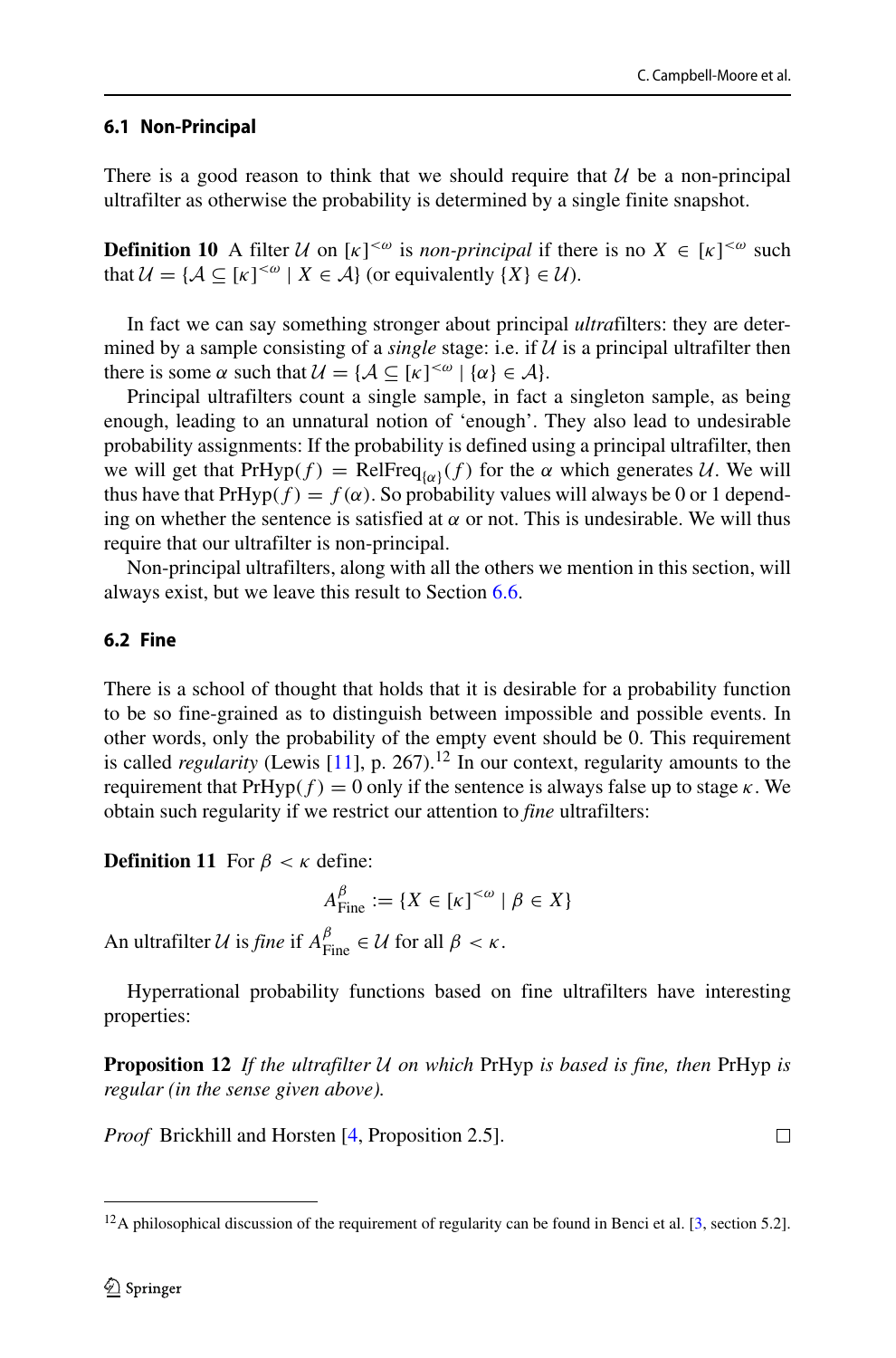### 6.1 Non-Principal

There is a good reason to think that we should require that $\mathcal{U}$ be a non-principal ultrafilter as otherwise the probability is determined by a single finite snapshot.

**Definition 10** A filter $\mathcal{U}$ on $[\kappa]^{<\omega}$ is *non-principal* if there is no $X \in [\kappa]^{<\omega}$ such that $\mathcal{U} = \{\mathcal{A} \subseteq [\kappa]^{<\omega} \mid X \in \mathcal{A}\}$ (or equivalently $\{X\} \in \mathcal{U}$).

In fact we can say something stronger about principal *ultra*filters: they are determined by a sample consisting of a *single* stage: i.e. if $\mathcal{U}$ is a principal ultrafilter then there is some $\alpha$ such that $\mathcal{U} = \{\mathcal{A} \subseteq [\kappa]^{<\omega} \mid \{\alpha\} \in \mathcal{A}\}$.

Principal ultrafilters count a single sample, in fact a singleton sample, as being enough, leading to an unnatural notion of 'enough'. They also lead to undesirable probability assignments: If the probability is defined using a principal ultrafilter, then we will get that $\mathrm{PrHyp}(f) = \mathrm{RelFreq}_{\{\alpha\}}(f)$ for the $\alpha$ which generates $\mathcal{U}$. We will thus have that $\mathrm{PrHyp}(f) = f(\alpha)$. So probability values will always be 0 or 1 depending on whether the sentence is satisfied at $\alpha$ or not. This is undesirable. We will thus require that our ultrafilter is non-principal.

Non-principal ultrafilters, along with all the others we mention in this section, will always exist, but we leave this result to Section 6.6.

### 6.2 Fine

There is a school of thought that holds that it is desirable for a probability function to be so fine-grained as to distinguish between impossible and possible events. In other words, only the probability of the empty event should be 0. This requirement is called *regularity* (Lewis [11], p. 267).[12] In our context, regularity amounts to the requirement that $\mathrm{PrHyp}(f) = 0$ only if the sentence is always false up to stage $\kappa$. We obtain such regularity if we restrict our attention to *fine* ultrafilters:

**Definition 11** For $\beta < \kappa$ define:

$$A^{\beta}_{\mathrm{Fine}} := \{X \in [\kappa]^{<\omega} \mid \beta \in X\}$$

An ultrafilter $\mathcal{U}$ is *fine* if $A^{\beta}_{\mathrm{Fine}} \in \mathcal{U}$ for all $\beta < \kappa$.

Hyperrational probability functions based on fine ultrafilters have interesting properties:

**Proposition 12** *If the ultrafilter $\mathcal{U}$ on which* PrHyp *is based is fine, then* PrHyp *is regular (in the sense given above).*

*Proof* Brickhill and Horsten [4, Proposition 2.5]. □

[12] A philosophical discussion of the requirement of regularity can be found in Benci et al. [3, section 5.2].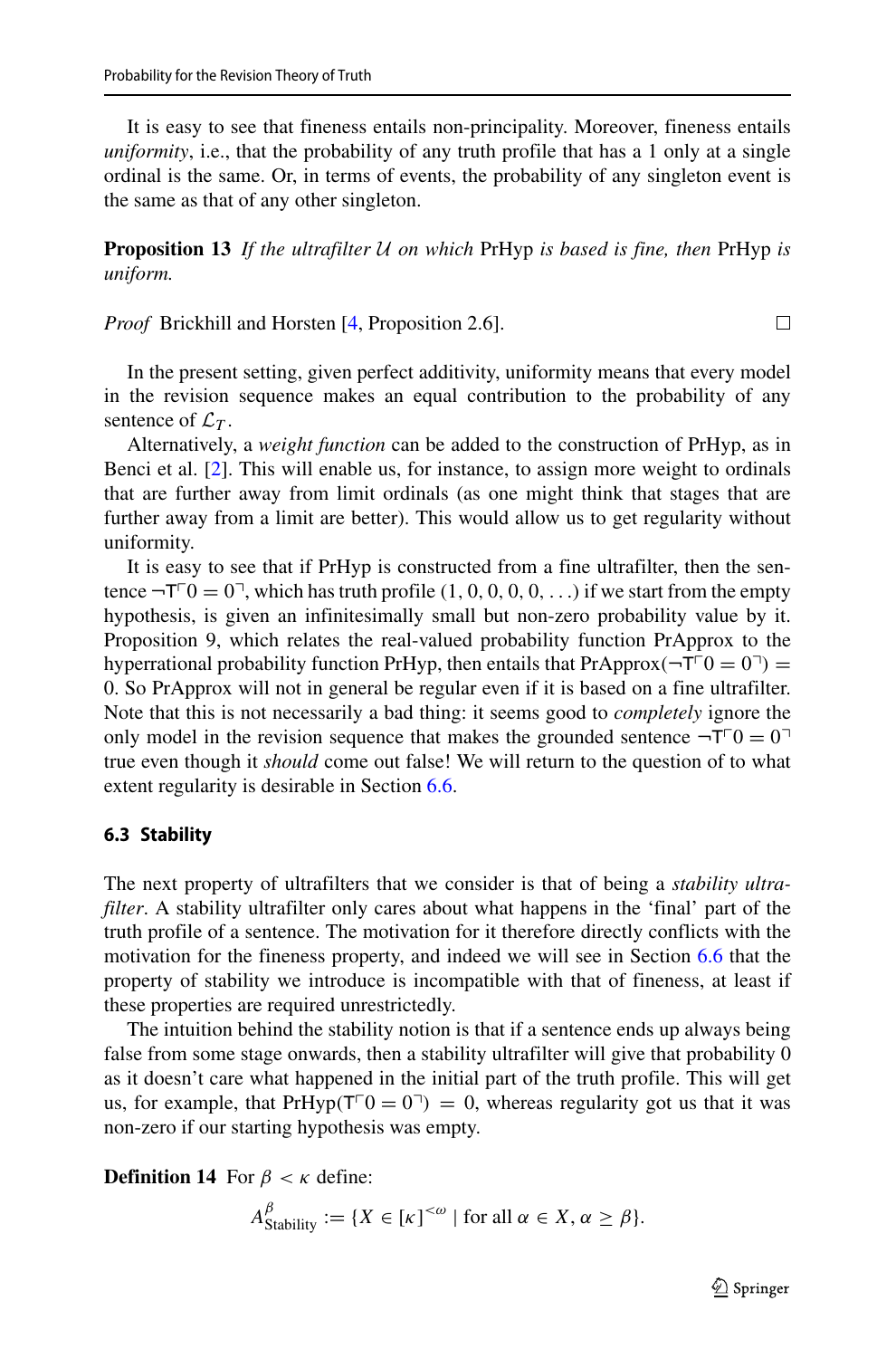It is easy to see that fineness entails non-principality. Moreover, fineness entails *uniformity*, i.e., that the probability of any truth profile that has a 1 only at a single ordinal is the same. Or, in terms of events, the probability of any singleton event is the same as that of any other singleton.

**Proposition 13** *If the ultrafilter $\mathcal{U}$ on which* PrHyp *is based is fine, then* PrHyp *is uniform.*

*Proof* Brickhill and Horsten [4, Proposition 2.6]. □

In the present setting, given perfect additivity, uniformity means that every model in the revision sequence makes an equal contribution to the probability of any sentence of $\mathcal{L}_T$.

Alternatively, a *weight function* can be added to the construction of PrHyp, as in Benci et al. [2]. This will enable us, for instance, to assign more weight to ordinals that are further away from limit ordinals (as one might think that stages that are further away from a limit are better). This would allow us to get regularity without uniformity.

It is easy to see that if PrHyp is constructed from a fine ultrafilter, then the sentence $\neg\mathrm{T}\ulcorner 0 = 0\urcorner$, which has truth profile $(1, 0, 0, 0, 0, \ldots)$ if we start from the empty hypothesis, is given an infinitesimally small but non-zero probability value by it. Proposition 9, which relates the real-valued probability function PrApprox to the hyperrational probability function PrHyp, then entails that $\mathrm{PrApprox}(\neg\mathrm{T}\ulcorner 0 = 0\urcorner) = 0$. So PrApprox will not in general be regular even if it is based on a fine ultrafilter. Note that this is not necessarily a bad thing: it seems good to *completely* ignore the only model in the revision sequence that makes the grounded sentence $\neg\mathrm{T}\ulcorner 0 = 0\urcorner$ true even though it *should* come out false! We will return to the question of to what extent regularity is desirable in Section 6.6.

### 6.3 Stability

The next property of ultrafilters that we consider is that of being a *stability ultrafilter*. A stability ultrafilter only cares about what happens in the 'final' part of the truth profile of a sentence. The motivation for it therefore directly conflicts with the motivation for the fineness property, and indeed we will see in Section 6.6 that the property of stability we introduce is incompatible with that of fineness, at least if these properties are required unrestrictedly.

The intuition behind the stability notion is that if a sentence ends up always being false from some stage onwards, then a stability ultrafilter will give that probability 0 as it doesn't care what happened in the initial part of the truth profile. This will get us, for example, that $\mathrm{PrHyp}(\mathrm{T}\ulcorner 0 = 0\urcorner) = 0$, whereas regularity got us that it was non-zero if our starting hypothesis was empty.

**Definition 14** For $\beta < \kappa$ define:

$$A^{\beta}_{\text{Stability}} := \{X \in [\kappa]^{<\omega} \mid \text{for all } \alpha \in X, \alpha \geq \beta\}.$$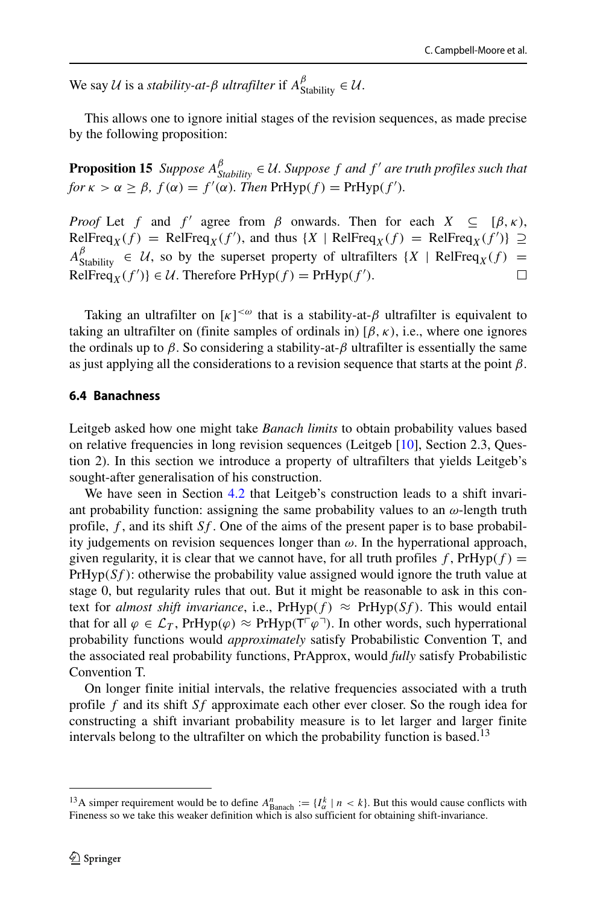We say $\mathcal{U}$ is a *stability-at-$\beta$ ultrafilter* if $A^{\beta}_{\text{Stability}} \in \mathcal{U}$.

This allows one to ignore initial stages of the revision sequences, as made precise by the following proposition:

**Proposition 15** *Suppose $A^{\beta}_{\text{Stability}} \in \mathcal{U}$. Suppose $f$ and $f'$ are truth profiles such that for $\kappa > \alpha \geq \beta$, $f(\alpha) = f'(\alpha)$. Then* $\text{PrHyp}(f) = \text{PrHyp}(f')$.

*Proof* Let $f$ and $f'$ agree from $\beta$ onwards. Then for each $X \subseteq [\beta, \kappa)$, $\text{RelFreq}_X(f) = \text{RelFreq}_X(f')$, and thus $\{X \mid \text{RelFreq}_X(f) = \text{RelFreq}_X(f')\} \supseteq A^{\beta}_{\text{Stability}} \in \mathcal{U}$, so by the superset property of ultrafilters $\{X \mid \text{RelFreq}_X(f) = \text{RelFreq}_X(f')\} \in \mathcal{U}$. Therefore $\text{PrHyp}(f) = \text{PrHyp}(f')$. □

Taking an ultrafilter on $[\kappa]^{<\omega}$ that is a stability-at-$\beta$ ultrafilter is equivalent to taking an ultrafilter on (finite samples of ordinals in) $[\beta, \kappa)$, i.e., where one ignores the ordinals up to $\beta$. So considering a stability-at-$\beta$ ultrafilter is essentially the same as just applying all the considerations to a revision sequence that starts at the point $\beta$.

### 6.4 Banachness

Leitgeb asked how one might take *Banach limits* to obtain probability values based on relative frequencies in long revision sequences (Leitgeb [10], Section 2.3, Question 2). In this section we introduce a property of ultrafilters that yields Leitgeb's sought-after generalisation of his construction.

We have seen in Section 4.2 that Leitgeb's construction leads to a shift invariant probability function: assigning the same probability values to an $\omega$-length truth profile, $f$, and its shift $Sf$. One of the aims of the present paper is to base probability judgements on revision sequences longer than $\omega$. In the hyperrational approach, given regularity, it is clear that we cannot have, for all truth profiles $f$, $\text{PrHyp}(f) = \text{PrHyp}(Sf)$: otherwise the probability value assigned would ignore the truth value at stage 0, but regularity rules that out. But it might be reasonable to ask in this context for *almost shift invariance*, i.e., $\text{PrHyp}(f) \approx \text{PrHyp}(Sf)$. This would entail that for all $\varphi \in \mathcal{L}_T$, $\text{PrHyp}(\varphi) \approx \text{PrHyp}(\mathsf{T}\ulcorner\varphi\urcorner)$. In other words, such hyperrational probability functions would *approximately* satisfy Probabilistic Convention T, and the associated real probability functions, PrApprox, would *fully* satisfy Probabilistic Convention T.

On longer finite initial intervals, the relative frequencies associated with a truth profile $f$ and its shift $Sf$ approximate each other ever closer. So the rough idea for constructing a shift invariant probability measure is to let larger and larger finite intervals belong to the ultrafilter on which the probability function is based.[13]

---

[13] A simper requirement would be to define $A^{n}_{\text{Banach}} := \{I^{k}_{\alpha} \mid n < k\}$. But this would cause conflicts with Fineness so we take this weaker definition which is also sufficient for obtaining shift-invariance.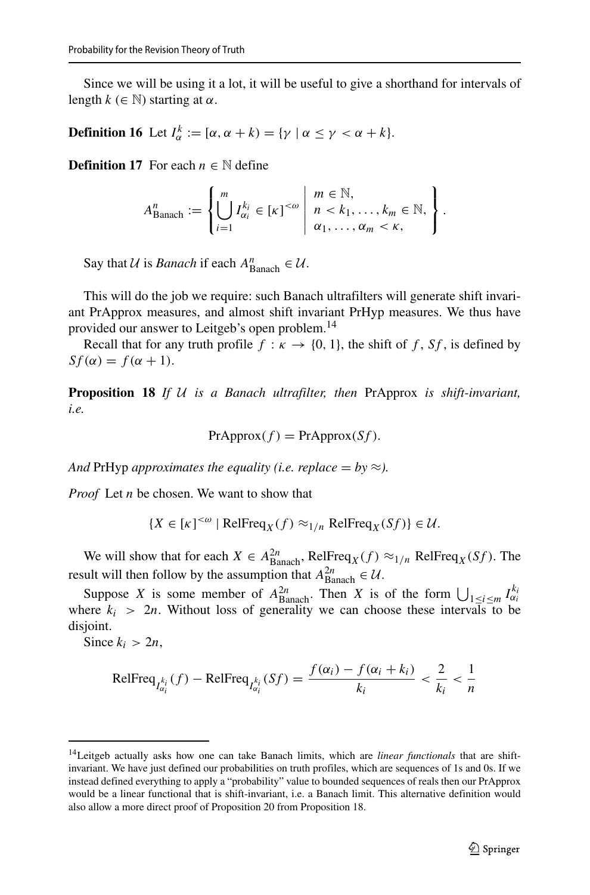Since we will be using it a lot, it will be useful to give a shorthand for intervals of length $k$ ($\in \mathbb{N}$) starting at $\alpha$.

**Definition 16** Let $I_\alpha^k := [\alpha, \alpha + k) = \{\gamma \mid \alpha \leq \gamma < \alpha + k\}$.

**Definition 17** For each $n \in \mathbb{N}$ define

$$A^n_{\text{Banach}} := \left\{ \bigcup_{i=1}^{m} I_{\alpha_i}^{k_i} \in [\kappa]^{<\omega} \;\middle|\; \begin{array}{l} m \in \mathbb{N}, \\ n < k_1, \ldots, k_m \in \mathbb{N}, \\ \alpha_1, \ldots, \alpha_m < \kappa, \end{array} \right\}.$$

Say that $\mathcal{U}$ is *Banach* if each $A^n_{\text{Banach}} \in \mathcal{U}$.

This will do the job we require: such Banach ultrafilters will generate shift invariant PrApprox measures, and almost shift invariant PrHyp measures. We thus have provided our answer to Leitgeb's open problem.[14]

Recall that for any truth profile $f : \kappa \to \{0, 1\}$, the shift of $f$, $Sf$, is defined by $Sf(\alpha) = f(\alpha + 1)$.

**Proposition 18** *If $\mathcal{U}$ is a Banach ultrafilter, then* PrApprox *is shift-invariant, i.e.*

$$\text{PrApprox}(f) = \text{PrApprox}(Sf).$$

*And* PrHyp *approximates the equality (i.e. replace $=$ by $\approx$).*

*Proof* Let $n$ be chosen. We want to show that

$$\{X \in [\kappa]^{<\omega} \mid \text{RelFreq}_X(f) \approx_{1/n} \text{RelFreq}_X(Sf)\} \in \mathcal{U}.$$

We will show that for each $X \in A^{2n}_{\text{Banach}}$, $\text{RelFreq}_X(f) \approx_{1/n} \text{RelFreq}_X(Sf)$. The result will then follow by the assumption that $A^{2n}_{\text{Banach}} \in \mathcal{U}$.

Suppose $X$ is some member of $A^{2n}_{\text{Banach}}$. Then $X$ is of the form $\bigcup_{1 \leq i \leq m} I_{\alpha_i}^{k_i}$ where $k_i > 2n$. Without loss of generality we can choose these intervals to be disjoint.

Since $k_i > 2n$,

$$\text{RelFreq}_{I_{\alpha_i}^{k_i}}(f) - \text{RelFreq}_{I_{\alpha_i}^{k_i}}(Sf) = \frac{f(\alpha_i) - f(\alpha_i + k_i)}{k_i} < \frac{2}{k_i} < \frac{1}{n}$$

---

[14] Leitgeb actually asks how one can take Banach limits, which are *linear functionals* that are shift-invariant. We have just defined our probabilities on truth profiles, which are sequences of 1s and 0s. If we instead defined everything to apply a "probability" value to bounded sequences of reals then our PrApprox would be a linear functional that is shift-invariant, i.e. a Banach limit. This alternative definition would also allow a more direct proof of Proposition 20 from Proposition 18.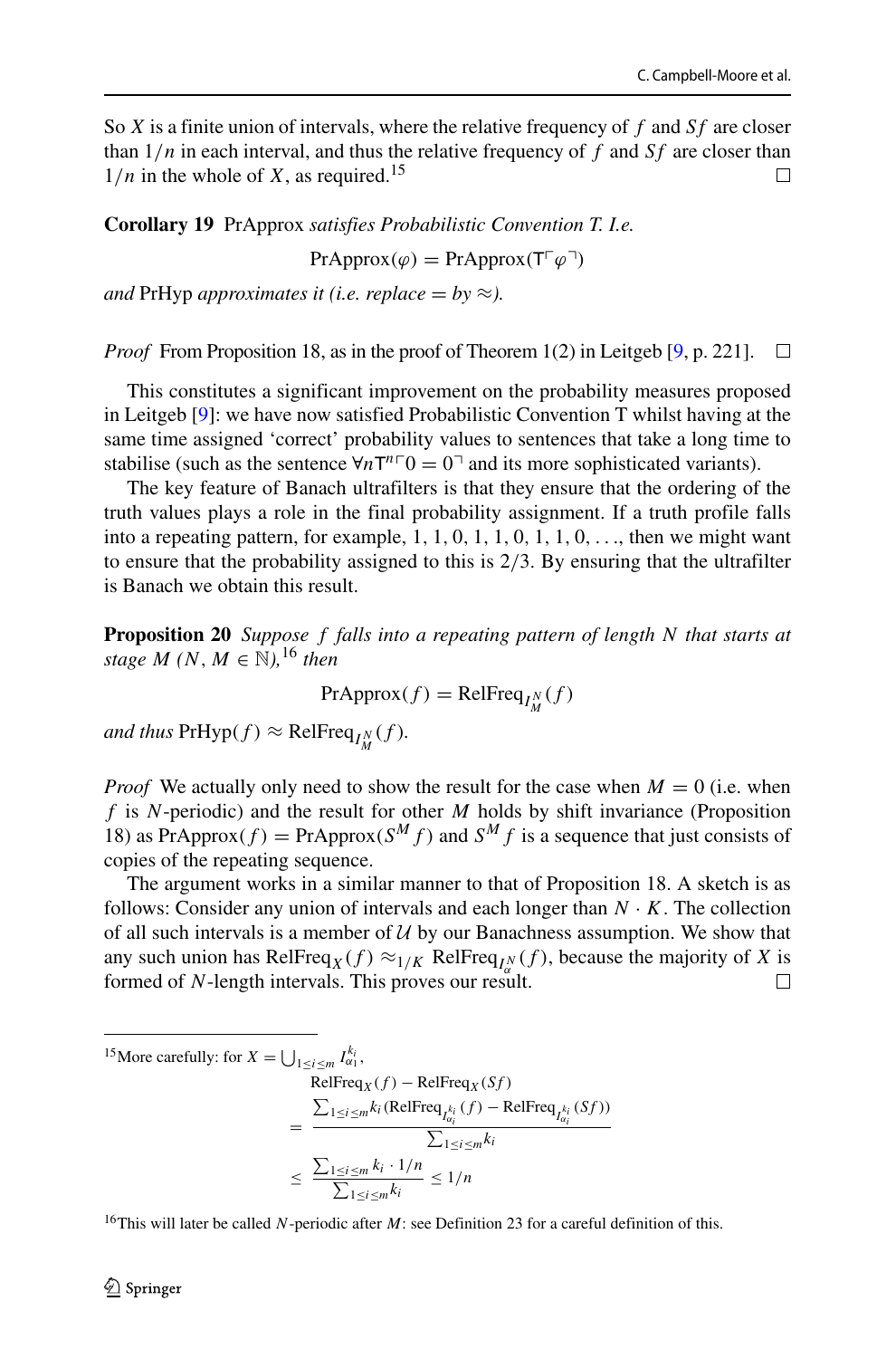So $X$ is a finite union of intervals, where the relative frequency of $f$ and $Sf$ are closer than $1/n$ in each interval, and thus the relative frequency of $f$ and $Sf$ are closer than $1/n$ in the whole of $X$, as required.[15] □

**Corollary 19** PrApprox *satisfies Probabilistic Convention T. I.e.*

$$\text{PrApprox}(\varphi) = \text{PrApprox}(\mathsf{T}\ulcorner\varphi\urcorner)$$

*and* PrHyp *approximates it (i.e. replace* $=$ *by* $\approx$*).*

*Proof* From Proposition 18, as in the proof of Theorem 1(2) in Leitgeb [9, p. 221]. □

This constitutes a significant improvement on the probability measures proposed in Leitgeb [9]: we have now satisfied Probabilistic Convention T whilst having at the same time assigned 'correct' probability values to sentences that take a long time to stabilise (such as the sentence $\forall n \mathsf{T}^n\ulcorner 0 = 0\urcorner$ and its more sophisticated variants).

The key feature of Banach ultrafilters is that they ensure that the ordering of the truth values plays a role in the final probability assignment. If a truth profile falls into a repeating pattern, for example, $1, 1, 0, 1, 1, 0, 1, 1, 0, \ldots$, then we might want to ensure that the probability assigned to this is $2/3$. By ensuring that the ultrafilter is Banach we obtain this result.

**Proposition 20** *Suppose $f$ falls into a repeating pattern of length $N$ that starts at stage $M$ ($N, M \in \mathbb{N}$),*[16] *then*

$$\text{PrApprox}(f) = \text{RelFreq}_{I_M^N}(f)$$

*and thus* $\text{PrHyp}(f) \approx \text{RelFreq}_{I_M^N}(f)$.

*Proof* We actually only need to show the result for the case when $M = 0$ (i.e. when $f$ is $N$-periodic) and the result for other $M$ holds by shift invariance (Proposition 18) as $\text{PrApprox}(f) = \text{PrApprox}(S^M f)$ and $S^M f$ is a sequence that just consists of copies of the repeating sequence.

The argument works in a similar manner to that of Proposition 18. A sketch is as follows: Consider any union of intervals and each longer than $N \cdot K$. The collection of all such intervals is a member of $\mathcal{U}$ by our Banachness assumption. We show that any such union has $\text{RelFreq}_X(f) \approx_{1/K} \text{RelFreq}_{I_\alpha^N}(f)$, because the majority of $X$ is formed of $N$-length intervals. This proves our result. □

[15] More carefully: for $X = \bigcup_{1\leq i\leq m} I_{\alpha_1}^{k_i}$,

$$\begin{aligned}
&\text{RelFreq}_X(f) - \text{RelFreq}_X(Sf) \\
&= \frac{\sum_{1\leq i\leq m} k_i (\text{RelFreq}_{I_{\alpha_i}^{k_i}}(f) - \text{RelFreq}_{I_{\alpha_i}^{k_i}}(Sf))}{\sum_{1\leq i\leq m} k_i} \\
&\leq \frac{\sum_{1\leq i\leq m} k_i \cdot 1/n}{\sum_{1\leq i\leq m} k_i} \leq 1/n
\end{aligned}$$

[16] This will later be called $N$-periodic after $M$: see Definition 23 for a careful definition of this.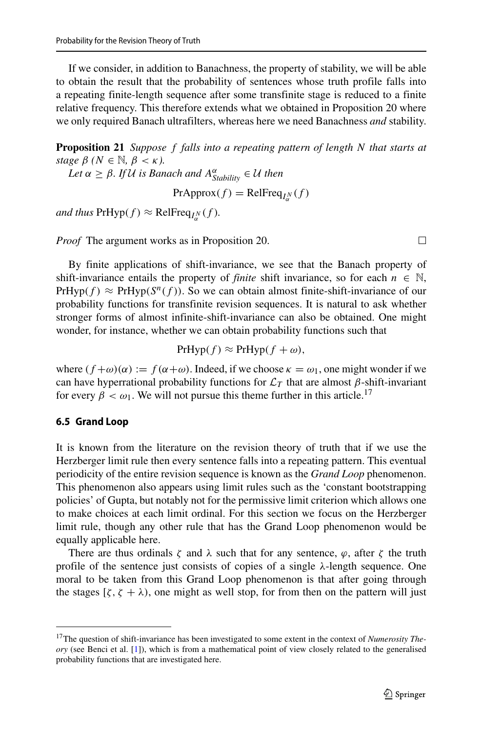If we consider, in addition to Banachness, the property of stability, we will be able to obtain the result that the probability of sentences whose truth profile falls into a repeating finite-length sequence after some transfinite stage is reduced to a finite relative frequency. This therefore extends what we obtained in Proposition 20 where we only required Banach ultrafilters, whereas here we need Banachness *and* stability.

**Proposition 21** *Suppose $f$ falls into a repeating pattern of length $N$ that starts at stage $\beta$ ($N \in \mathbb{N}$, $\beta < \kappa$).*

*Let $\alpha \geq \beta$. If $\mathcal{U}$ is Banach and $A^{\alpha}_{Stability} \in \mathcal{U}$ then*

$$\mathrm{PrApprox}(f) = \mathrm{RelFreq}_{I^N_\alpha}(f)$$

*and thus* $\mathrm{PrHyp}(f) \approx \mathrm{RelFreq}_{I^N_\alpha}(f)$.

*Proof* The argument works as in Proposition 20. □

By finite applications of shift-invariance, we see that the Banach property of shift-invariance entails the property of *finite* shift invariance, so for each $n \in \mathbb{N}$, $\mathrm{PrHyp}(f) \approx \mathrm{PrHyp}(S^n(f))$. So we can obtain almost finite-shift-invariance of our probability functions for transfinite revision sequences. It is natural to ask whether stronger forms of almost infinite-shift-invariance can also be obtained. One might wonder, for instance, whether we can obtain probability functions such that

$$\mathrm{PrHyp}(f) \approx \mathrm{PrHyp}(f + \omega),$$

where $(f+\omega)(\alpha) := f(\alpha+\omega)$. Indeed, if we choose $\kappa = \omega_1$, one might wonder if we can have hyperrational probability functions for $\mathcal{L}_T$ that are almost $\beta$-shift-invariant for every $\beta < \omega_1$. We will not pursue this theme further in this article.[17]

### 6.5 Grand Loop

It is known from the literature on the revision theory of truth that if we use the Herzberger limit rule then every sentence falls into a repeating pattern. This eventual periodicity of the entire revision sequence is known as the *Grand Loop* phenomenon. This phenomenon also appears using limit rules such as the 'constant bootstrapping policies' of Gupta, but notably not for the permissive limit criterion which allows one to make choices at each limit ordinal. For this section we focus on the Herzberger limit rule, though any other rule that has the Grand Loop phenomenon would be equally applicable here.

There are thus ordinals $\zeta$ and $\lambda$ such that for any sentence, $\varphi$, after $\zeta$ the truth profile of the sentence just consists of copies of a single $\lambda$-length sequence. One moral to be taken from this Grand Loop phenomenon is that after going through the stages $[\zeta, \zeta + \lambda)$, one might as well stop, for from then on the pattern will just

[17] The question of shift-invariance has been investigated to some extent in the context of *Numerosity Theory* (see Benci et al. [1]), which is from a mathematical point of view closely related to the generalised probability functions that are investigated here.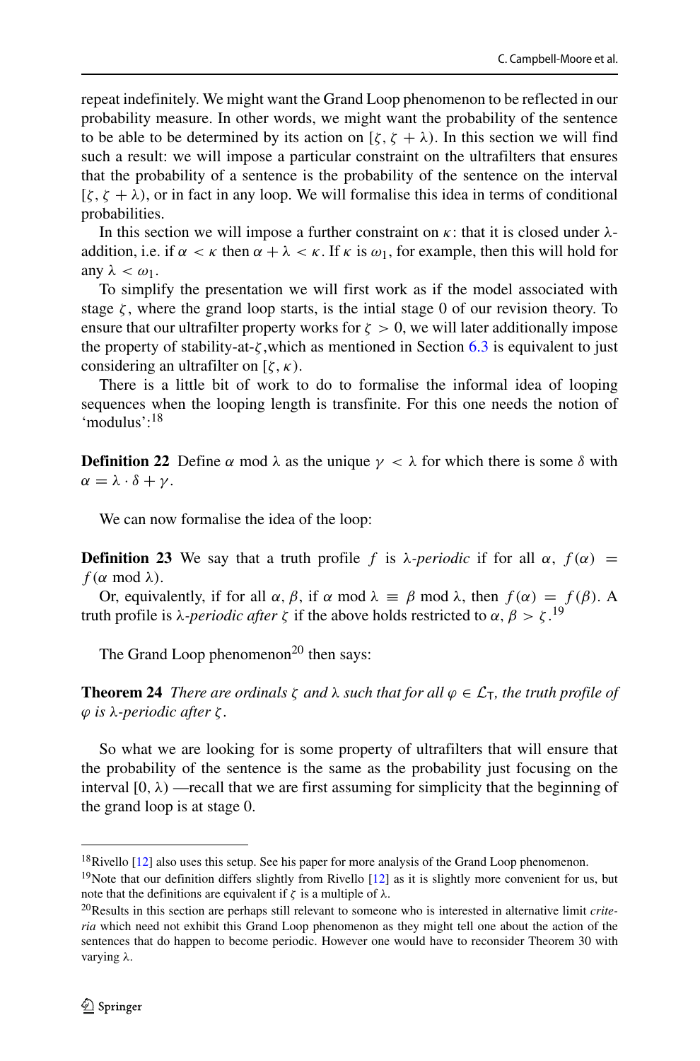repeat indefinitely. We might want the Grand Loop phenomenon to be reflected in our probability measure. In other words, we might want the probability of the sentence to be able to be determined by its action on $[\zeta, \zeta + \lambda)$. In this section we will find such a result: we will impose a particular constraint on the ultrafilters that ensures that the probability of a sentence is the probability of the sentence on the interval $[\zeta, \zeta + \lambda)$, or in fact in any loop. We will formalise this idea in terms of conditional probabilities.

In this section we will impose a further constraint on $\kappa$: that it is closed under $\lambda$-addition, i.e. if $\alpha < \kappa$ then $\alpha + \lambda < \kappa$. If $\kappa$ is $\omega_1$, for example, then this will hold for any $\lambda < \omega_1$.

To simplify the presentation we will first work as if the model associated with stage $\zeta$, where the grand loop starts, is the intial stage 0 of our revision theory. To ensure that our ultrafilter property works for $\zeta > 0$, we will later additionally impose the property of stability-at-$\zeta$,which as mentioned in Section 6.3 is equivalent to just considering an ultrafilter on $[\zeta, \kappa)$.

There is a little bit of work to do to formalise the informal idea of looping sequences when the looping length is transfinite. For this one needs the notion of 'modulus':[18]

**Definition 22** Define $\alpha \bmod \lambda$ as the unique $\gamma < \lambda$ for which there is some $\delta$ with $\alpha = \lambda \cdot \delta + \gamma$.

We can now formalise the idea of the loop:

**Definition 23** We say that a truth profile $f$ is $\lambda$-*periodic* if for all $\alpha$, $f(\alpha) = f(\alpha \bmod \lambda)$.

Or, equivalently, if for all $\alpha, \beta$, if $\alpha \bmod \lambda \equiv \beta \bmod \lambda$, then $f(\alpha) = f(\beta)$. A truth profile is $\lambda$-*periodic after* $\zeta$ if the above holds restricted to $\alpha, \beta > \zeta$.[19]

The Grand Loop phenomenon[20] then says:

**Theorem 24** *There are ordinals $\zeta$ and $\lambda$ such that for all $\varphi \in \mathcal{L}_\mathsf{T}$, the truth profile of $\varphi$ is $\lambda$-periodic after $\zeta$.*

So what we are looking for is some property of ultrafilters that will ensure that the probability of the sentence is the same as the probability just focusing on the interval $[0, \lambda)$ —recall that we are first assuming for simplicity that the beginning of the grand loop is at stage 0.

---

[18] Rivello [12] also uses this setup. See his paper for more analysis of the Grand Loop phenomenon.

[19] Note that our definition differs slightly from Rivello [12] as it is slightly more convenient for us, but note that the definitions are equivalent if $\zeta$ is a multiple of $\lambda$.

[20] Results in this section are perhaps still relevant to someone who is interested in alternative limit *criteria* which need not exhibit this Grand Loop phenomenon as they might tell one about the action of the sentences that do happen to become periodic. However one would have to reconsider Theorem 30 with varying $\lambda$.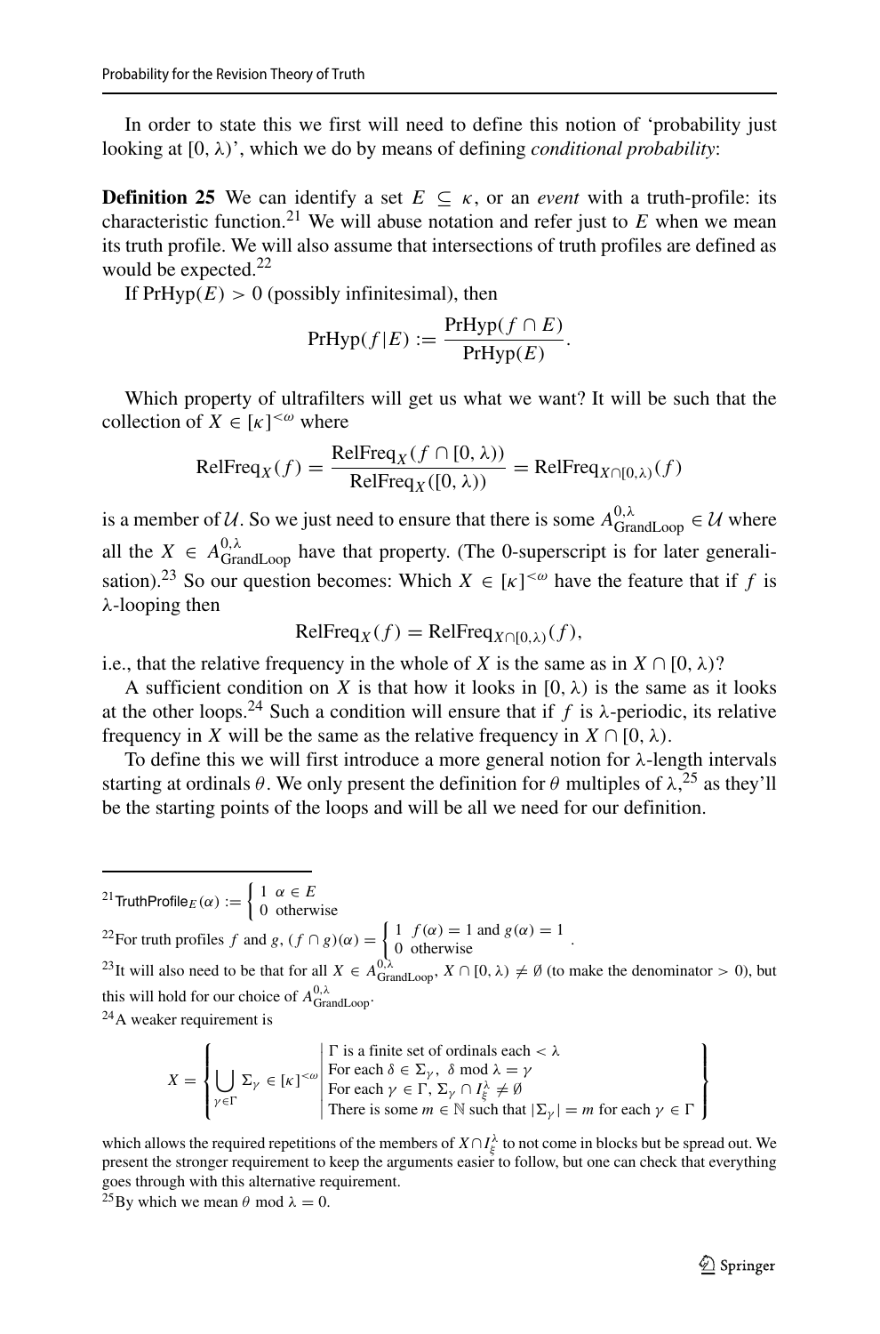In order to state this we first will need to define this notion of 'probability just looking at $[0, \lambda)$', which we do by means of defining *conditional probability*:

**Definition 25** We can identify a set $E \subseteq \kappa$, or an *event* with a truth-profile: its characteristic function.[21] We will abuse notation and refer just to $E$ when we mean its truth profile. We will also assume that intersections of truth profiles are defined as would be expected.[22]

If $\text{PrHyp}(E) > 0$ (possibly infinitesimal), then

$$\text{PrHyp}(f|E) := \frac{\text{PrHyp}(f \cap E)}{\text{PrHyp}(E)}.$$

Which property of ultrafilters will get us what we want? It will be such that the collection of $X \in [\kappa]^{<\omega}$ where

$$\text{RelFreq}_X(f) = \frac{\text{RelFreq}_X(f \cap [0, \lambda))}{\text{RelFreq}_X([0, \lambda))} = \text{RelFreq}_{X \cap [0,\lambda)}(f)$$

is a member of $\mathcal{U}$. So we just need to ensure that there is some $A^{0,\lambda}_{\text{GrandLoop}} \in \mathcal{U}$ where all the $X \in A^{0,\lambda}_{\text{GrandLoop}}$ have that property. (The 0-superscript is for later generalisation).[23] So our question becomes: Which $X \in [\kappa]^{<\omega}$ have the feature that if $f$ is $\lambda$-looping then

$$\text{RelFreq}_X(f) = \text{RelFreq}_{X \cap [0,\lambda)}(f),$$

i.e., that the relative frequency in the whole of $X$ is the same as in $X \cap [0, \lambda)$?

A sufficient condition on $X$ is that how it looks in $[0, \lambda)$ is the same as it looks at the other loops.[24] Such a condition will ensure that if $f$ is $\lambda$-periodic, its relative frequency in $X$ will be the same as the relative frequency in $X \cap [0, \lambda)$.

To define this we will first introduce a more general notion for $\lambda$-length intervals starting at ordinals $\theta$. We only present the definition for $\theta$ multiples of $\lambda$,[25] as they'll be the starting points of the loops and will be all we need for our definition.

---

[21] $\text{TruthProfile}_E(\alpha) := \begin{cases} 1 & \alpha \in E \\ 0 & \text{otherwise} \end{cases}$

[22] For truth profiles $f$ and $g$, $(f \cap g)(\alpha) = \begin{cases} 1 & f(\alpha) = 1 \text{ and } g(\alpha) = 1 \\ 0 & \text{otherwise} \end{cases}$.

[23] It will also need to be that for all $X \in A^{0,\lambda}_{\text{GrandLoop}}$, $X \cap [0, \lambda) \neq \emptyset$ (to make the denominator $> 0$), but this will hold for our choice of $A^{0,\lambda}_{\text{GrandLoop}}$.

[24] A weaker requirement is

$$X = \left\{ \bigcup_{\gamma \in \Gamma} \Sigma_\gamma \in [\kappa]^{<\omega} \;\middle|\; \begin{array}{l} \Gamma \text{ is a finite set of ordinals each} < \lambda \\ \text{For each } \delta \in \Sigma_\gamma,\ \delta \bmod \lambda = \gamma \\ \text{For each } \gamma \in \Gamma,\ \Sigma_\gamma \cap I^\lambda_\xi \neq \emptyset \\ \text{There is some } m \in \mathbb{N} \text{ such that } |\Sigma_\gamma| = m \text{ for each } \gamma \in \Gamma \end{array} \right\}$$

which allows the required repetitions of the members of $X \cap I^\lambda_\xi$ to not come in blocks but be spread out. We present the stronger requirement to keep the arguments easier to follow, but one can check that everything goes through with this alternative requirement.

[25] By which we mean $\theta \bmod \lambda = 0$.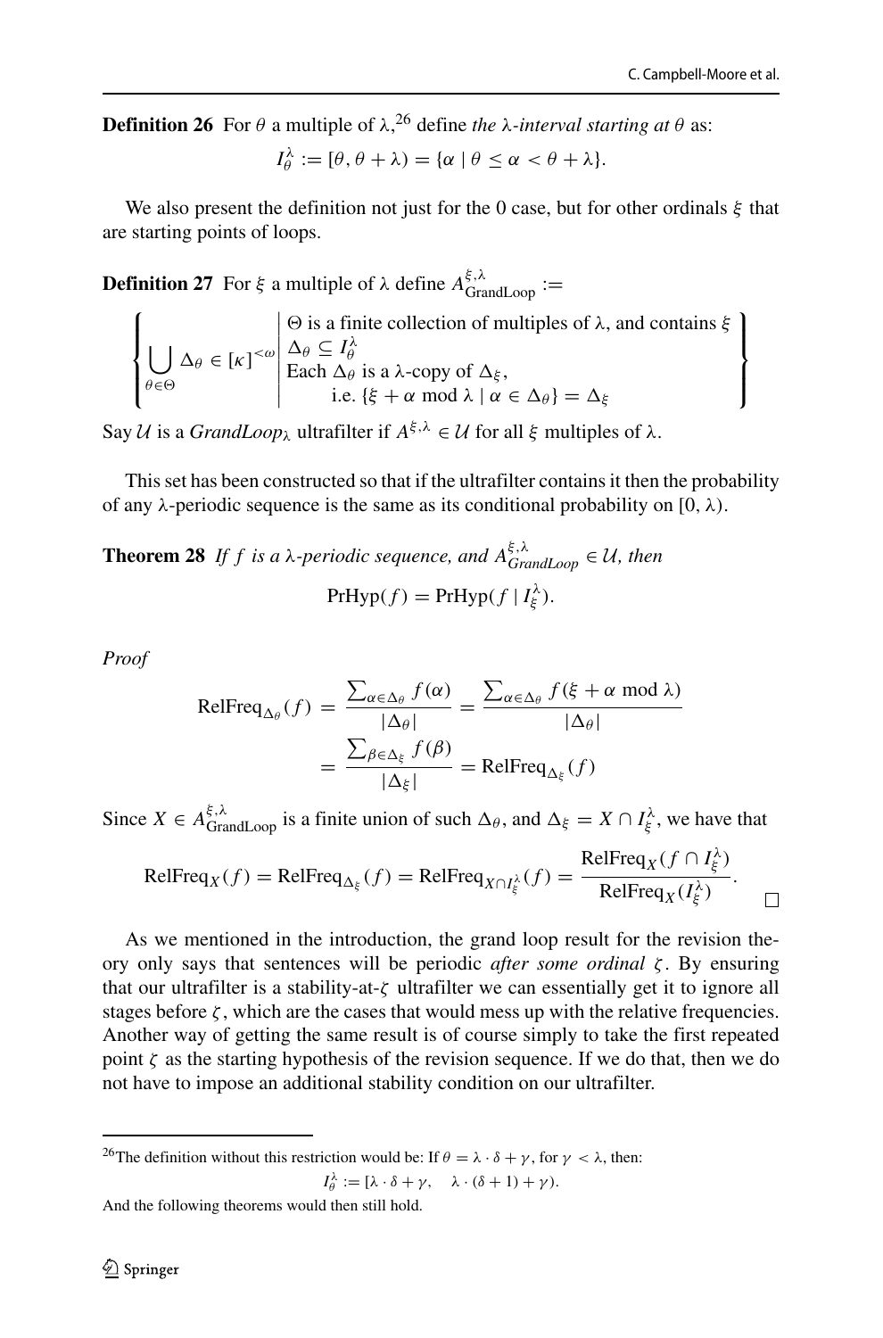**Definition 26** For $\theta$ a multiple of $\lambda$,[26] define *the $\lambda$-interval starting at $\theta$* as:

$$I_\theta^\lambda := [\theta, \theta + \lambda) = \{\alpha \mid \theta \leq \alpha < \theta + \lambda\}.$$

We also present the definition not just for the 0 case, but for other ordinals $\xi$ that are starting points of loops.

**Definition 27** For $\xi$ a multiple of $\lambda$ define $A^{\xi,\lambda}_{\text{GrandLoop}} :=$

$$\left\{ \bigcup_{\theta \in \Theta} \Delta_\theta \in [\kappa]^{<\omega} \;\middle|\; \begin{array}{l} \Theta \text{ is a finite collection of multiples of } \lambda \text{, and contains } \xi \\ \Delta_\theta \subseteq I_\theta^\lambda \\ \text{Each } \Delta_\theta \text{ is a } \lambda\text{-copy of } \Delta_\xi, \\ \qquad \text{i.e. } \{\xi + \alpha \bmod \lambda \mid \alpha \in \Delta_\theta\} = \Delta_\xi \end{array} \right\}$$

Say $\mathcal{U}$ is a *GrandLoop$_\lambda$* ultrafilter if $A^{\xi,\lambda} \in \mathcal{U}$ for all $\xi$ multiples of $\lambda$.

This set has been constructed so that if the ultrafilter contains it then the probability of any $\lambda$-periodic sequence is the same as its conditional probability on $[0, \lambda)$.

**Theorem 28** *If $f$ is a $\lambda$-periodic sequence, and $A^{\xi,\lambda}_{GrandLoop} \in \mathcal{U}$, then*

$$\text{PrHyp}(f) = \text{PrHyp}(f \mid I_\xi^\lambda).$$

*Proof*

$$\begin{aligned} \text{RelFreq}_{\Delta_\theta}(f) &= \frac{\sum_{\alpha \in \Delta_\theta} f(\alpha)}{|\Delta_\theta|} = \frac{\sum_{\alpha \in \Delta_\theta} f(\xi + \alpha \bmod \lambda)}{|\Delta_\theta|} \\ &= \frac{\sum_{\beta \in \Delta_\xi} f(\beta)}{|\Delta_\xi|} = \text{RelFreq}_{\Delta_\xi}(f) \end{aligned}$$

Since $X \in A^{\xi,\lambda}_{\text{GrandLoop}}$ is a finite union of such $\Delta_\theta$, and $\Delta_\xi = X \cap I_\xi^\lambda$, we have that

$$\text{RelFreq}_X(f) = \text{RelFreq}_{\Delta_\xi}(f) = \text{RelFreq}_{X \cap I_\xi^\lambda}(f) = \frac{\text{RelFreq}_X(f \cap I_\xi^\lambda)}{\text{RelFreq}_X(I_\xi^\lambda)}.$$

□

As we mentioned in the introduction, the grand loop result for the revision theory only says that sentences will be periodic *after some ordinal $\zeta$*. By ensuring that our ultrafilter is a stability-at-$\zeta$ ultrafilter we can essentially get it to ignore all stages before $\zeta$, which are the cases that would mess up with the relative frequencies. Another way of getting the same result is of course simply to take the first repeated point $\zeta$ as the starting hypothesis of the revision sequence. If we do that, then we do not have to impose an additional stability condition on our ultrafilter.

---

[26] The definition without this restriction would be: If $\theta = \lambda \cdot \delta + \gamma$, for $\gamma < \lambda$, then:

$$I_\theta^\lambda := [\lambda \cdot \delta + \gamma, \quad \lambda \cdot (\delta + 1) + \gamma).$$

And the following theorems would then still hold.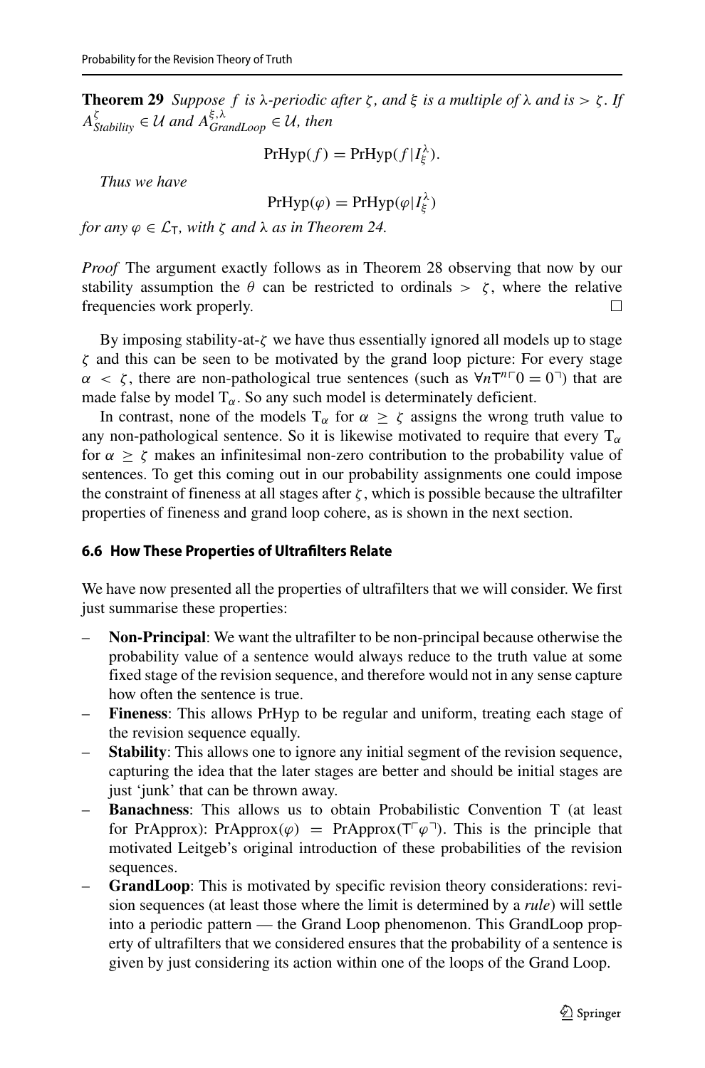**Theorem 29** *Suppose $f$ is $\lambda$-periodic after $\zeta$, and $\xi$ is a multiple of $\lambda$ and is $> \zeta$. If $A^{\zeta}_{Stability} \in \mathcal{U}$ and $A^{\xi,\lambda}_{GrandLoop} \in \mathcal{U}$, then*

$$\mathrm{PrHyp}(f) = \mathrm{PrHyp}(f|I^{\lambda}_{\xi}).$$

*Thus we have*

$$\mathrm{PrHyp}(\varphi) = \mathrm{PrHyp}(\varphi|I^{\lambda}_{\xi})$$

*for any $\varphi \in \mathcal{L}_{\mathsf{T}}$, with $\zeta$ and $\lambda$ as in Theorem 24.*

*Proof* The argument exactly follows as in Theorem 28 observing that now by our stability assumption the $\theta$ can be restricted to ordinals $> \zeta$, where the relative frequencies work properly. □

By imposing stability-at-$\zeta$ we have thus essentially ignored all models up to stage $\zeta$ and this can be seen to be motivated by the grand loop picture: For every stage $\alpha < \zeta$, there are non-pathological true sentences (such as $\forall n \mathsf{T}^{n\ulcorner}0 = 0^{\urcorner}$) that are made false by model $\mathrm{T}_{\alpha}$. So any such model is determinately deficient.

In contrast, none of the models $\mathrm{T}_{\alpha}$ for $\alpha \geq \zeta$ assigns the wrong truth value to any non-pathological sentence. So it is likewise motivated to require that every $\mathrm{T}_{\alpha}$ for $\alpha \geq \zeta$ makes an infinitesimal non-zero contribution to the probability value of sentences. To get this coming out in our probability assignments one could impose the constraint of fineness at all stages after $\zeta$, which is possible because the ultrafilter properties of fineness and grand loop cohere, as is shown in the next section.

### 6.6 How These Properties of Ultrafilters Relate

We have now presented all the properties of ultrafilters that we will consider. We first just summarise these properties:

- **Non-Principal**: We want the ultrafilter to be non-principal because otherwise the probability value of a sentence would always reduce to the truth value at some fixed stage of the revision sequence, and therefore would not in any sense capture how often the sentence is true.
- **Fineness**: This allows PrHyp to be regular and uniform, treating each stage of the revision sequence equally.
- **Stability**: This allows one to ignore any initial segment of the revision sequence, capturing the idea that the later stages are better and should be initial stages are just 'junk' that can be thrown away.
- **Banachness**: This allows us to obtain Probabilistic Convention T (at least for PrApprox): $\mathrm{PrApprox}(\varphi) = \mathrm{PrApprox}(\mathsf{T}^{\ulcorner}\varphi^{\urcorner})$. This is the principle that motivated Leitgeb's original introduction of these probabilities of the revision sequences.
- **GrandLoop**: This is motivated by specific revision theory considerations: revision sequences (at least those where the limit is determined by a *rule*) will settle into a periodic pattern — the Grand Loop phenomenon. This GrandLoop property of ultrafilters that we considered ensures that the probability of a sentence is given by just considering its action within one of the loops of the Grand Loop.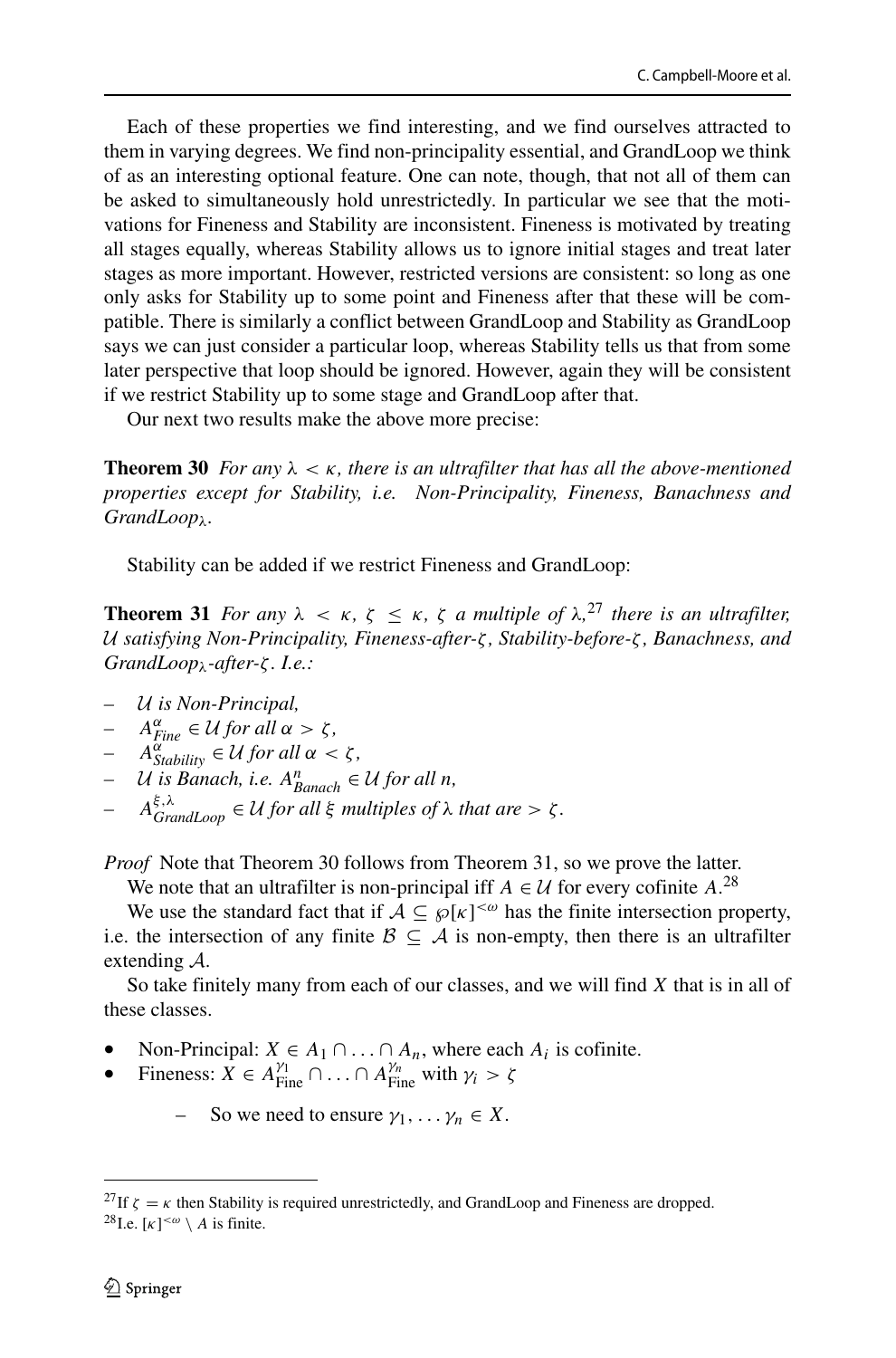Each of these properties we find interesting, and we find ourselves attracted to them in varying degrees. We find non-principality essential, and GrandLoop we think of as an interesting optional feature. One can note, though, that not all of them can be asked to simultaneously hold unrestrictedly. In particular we see that the motivations for Fineness and Stability are inconsistent. Fineness is motivated by treating all stages equally, whereas Stability allows us to ignore initial stages and treat later stages as more important. However, restricted versions are consistent: so long as one only asks for Stability up to some point and Fineness after that these will be compatible. There is similarly a conflict between GrandLoop and Stability as GrandLoop says we can just consider a particular loop, whereas Stability tells us that from some later perspective that loop should be ignored. However, again they will be consistent if we restrict Stability up to some stage and GrandLoop after that.

Our next two results make the above more precise:

**Theorem 30** *For any $\lambda < \kappa$, there is an ultrafilter that has all the above-mentioned properties except for Stability, i.e. Non-Principality, Fineness, Banachness and GrandLoop$_\lambda$.*

Stability can be added if we restrict Fineness and GrandLoop:

**Theorem 31** *For any $\lambda < \kappa$, $\zeta \leq \kappa$, $\zeta$ a multiple of $\lambda$,[27] there is an ultrafilter, $\mathcal{U}$ satisfying Non-Principality, Fineness-after-$\zeta$, Stability-before-$\zeta$, Banachness, and GrandLoop$_\lambda$-after-$\zeta$. I.e.:*

- *$\mathcal{U}$ is Non-Principal,*
- *$A^{\alpha}_{Fine} \in \mathcal{U}$ for all $\alpha > \zeta$,*
- *$A^{\alpha}_{Stability} \in \mathcal{U}$ for all $\alpha < \zeta$,*
- *$\mathcal{U}$ is Banach, i.e. $A^{n}_{Banach} \in \mathcal{U}$ for all $n$,*
- *$A^{\xi,\lambda}_{GrandLoop} \in \mathcal{U}$ for all $\xi$ multiples of $\lambda$ that are $> \zeta$.*

*Proof* Note that Theorem 30 follows from Theorem 31, so we prove the latter.

We note that an ultrafilter is non-principal iff $A \in \mathcal{U}$ for every cofinite $A$.[28]

We use the standard fact that if $\mathcal{A} \subseteq \wp[\kappa]^{<\omega}$ has the finite intersection property, i.e. the intersection of any finite $\mathcal{B} \subseteq \mathcal{A}$ is non-empty, then there is an ultrafilter extending $\mathcal{A}$.

So take finitely many from each of our classes, and we will find $X$ that is in all of these classes.

- Non-Principal: $X \in A_1 \cap \ldots \cap A_n$, where each $A_i$ is cofinite.
- Fineness: $X \in A^{\gamma_1}_{\text{Fine}} \cap \ldots \cap A^{\gamma_n}_{\text{Fine}}$ with $\gamma_i > \zeta$
  - So we need to ensure $\gamma_1, \ldots \gamma_n \in X$.

---

[27] If $\zeta = \kappa$ then Stability is required unrestrictedly, and GrandLoop and Fineness are dropped.

[28] I.e. $[\kappa]^{<\omega} \setminus A$ is finite.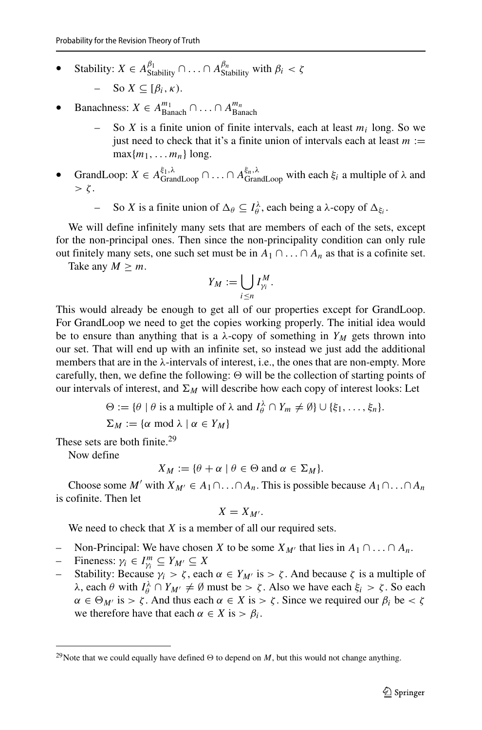- Stability: $X \in A^{\beta_1}_{\text{Stability}} \cap \ldots \cap A^{\beta_n}_{\text{Stability}}$ with $\beta_i < \zeta$
  - So $X \subseteq [\beta_i, \kappa)$.
- Banachness: $X \in A^{m_1}_{\text{Banach}} \cap \ldots \cap A^{m_n}_{\text{Banach}}$
  - So $X$ is a finite union of finite intervals, each at least $m_i$ long. So we just need to check that it's a finite union of intervals each at least $m := \max\{m_1, \ldots m_n\}$ long.
- GrandLoop: $X \in A^{\xi_1,\lambda}_{\text{GrandLoop}} \cap \ldots \cap A^{\xi_n,\lambda}_{\text{GrandLoop}}$ with each $\xi_i$ a multiple of $\lambda$ and $> \zeta$.
  - So $X$ is a finite union of $\Delta_\theta \subseteq I^\lambda_\theta$, each being a $\lambda$-copy of $\Delta_{\xi_i}$.

We will define infinitely many sets that are members of each of the sets, except for the non-principal ones. Then since the non-principality condition can only rule out finitely many sets, one such set must be in $A_1 \cap \ldots \cap A_n$ as that is a cofinite set.

Take any $M \geq m$.

$$Y_M := \bigcup_{i \leq n} I^M_{\gamma_i}.$$

This would already be enough to get all of our properties except for GrandLoop. For GrandLoop we need to get the copies working properly. The initial idea would be to ensure than anything that is a $\lambda$-copy of something in $Y_M$ gets thrown into our set. That will end up with an infinite set, so instead we just add the additional members that are in the $\lambda$-intervals of interest, i.e., the ones that are non-empty. More carefully, then, we define the following: $\Theta$ will be the collection of starting points of our intervals of interest, and $\Sigma_M$ will describe how each copy of interest looks: Let

$$\Theta := \{\theta \mid \theta \text{ is a multiple of } \lambda \text{ and } I^\lambda_\theta \cap Y_m \neq \emptyset\} \cup \{\xi_1, \ldots, \xi_n\}.$$

$$\Sigma_M := \{\alpha \bmod \lambda \mid \alpha \in Y_M\}$$

These sets are both finite.[29]

Now define

$$X_M := \{\theta + \alpha \mid \theta \in \Theta \text{ and } \alpha \in \Sigma_M\}.$$

Choose some $M'$ with $X_{M'} \in A_1 \cap \ldots \cap A_n$. This is possible because $A_1 \cap \ldots \cap A_n$ is cofinite. Then let

$$X = X_{M'}.$$

We need to check that $X$ is a member of all our required sets.

- Non-Principal: We have chosen $X$ to be some $X_{M'}$ that lies in $A_1 \cap \ldots \cap A_n$.
- Fineness: $\gamma_i \in I^m_{\gamma_i} \subseteq Y_{M'} \subseteq X$
- Stability: Because $\gamma_i > \zeta$, each $\alpha \in Y_{M'}$ is $> \zeta$. And because $\zeta$ is a multiple of $\lambda$, each $\theta$ with $I^\lambda_\theta \cap Y_{M'} \neq \emptyset$ must be $> \zeta$. Also we have each $\xi_i > \zeta$. So each $\alpha \in \Theta_{M'}$ is $> \zeta$. And thus each $\alpha \in X$ is $> \zeta$. Since we required our $\beta_i$ be $< \zeta$ we therefore have that each $\alpha \in X$ is $> \beta_i$.

[29] Note that we could equally have defined $\Theta$ to depend on $M$, but this would not change anything.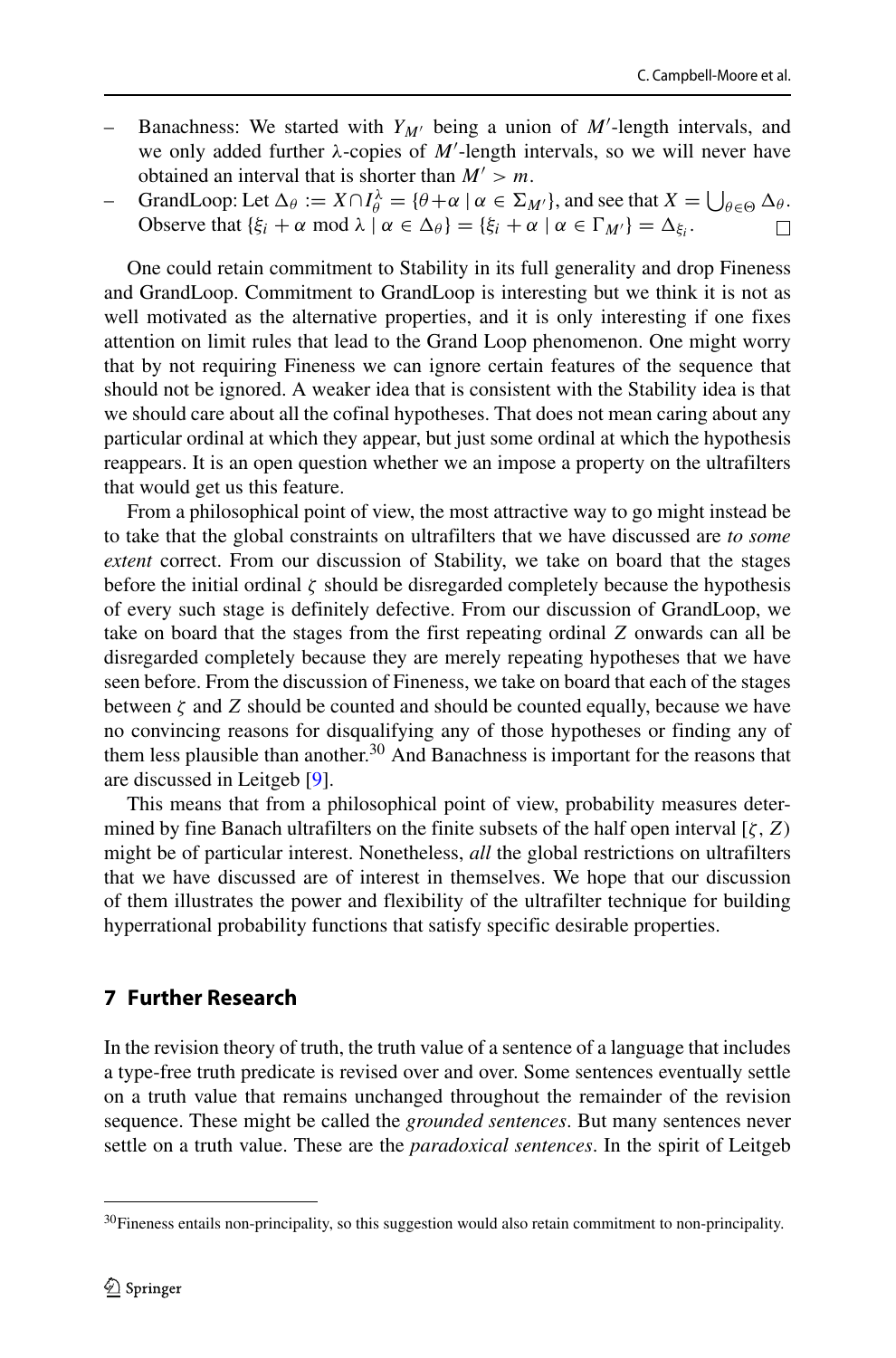– Banachness: We started with $Y_{M'}$ being a union of $M'$-length intervals, and we only added further $\lambda$-copies of $M'$-length intervals, so we will never have obtained an interval that is shorter than $M' > m$.
– GrandLoop: Let $\Delta_\theta := X \cap I^\lambda_\theta = \{\theta + \alpha \mid \alpha \in \Sigma_{M'}\}$, and see that $X = \bigcup_{\theta \in \Theta} \Delta_\theta$. Observe that $\{\xi_i + \alpha \bmod \lambda \mid \alpha \in \Delta_\theta\} = \{\xi_i + \alpha \mid \alpha \in \Gamma_{M'}\} = \Delta_{\xi_i}$. □

One could retain commitment to Stability in its full generality and drop Fineness and GrandLoop. Commitment to GrandLoop is interesting but we think it is not as well motivated as the alternative properties, and it is only interesting if one fixes attention on limit rules that lead to the Grand Loop phenomenon. One might worry that by not requiring Fineness we can ignore certain features of the sequence that should not be ignored. A weaker idea that is consistent with the Stability idea is that we should care about all the cofinal hypotheses. That does not mean caring about any particular ordinal at which they appear, but just some ordinal at which the hypothesis reappears. It is an open question whether we an impose a property on the ultrafilters that would get us this feature.

From a philosophical point of view, the most attractive way to go might instead be to take that the global constraints on ultrafilters that we have discussed are *to some extent* correct. From our discussion of Stability, we take on board that the stages before the initial ordinal $\zeta$ should be disregarded completely because the hypothesis of every such stage is definitely defective. From our discussion of GrandLoop, we take on board that the stages from the first repeating ordinal $Z$ onwards can all be disregarded completely because they are merely repeating hypotheses that we have seen before. From the discussion of Fineness, we take on board that each of the stages between $\zeta$ and $Z$ should be counted and should be counted equally, because we have no convincing reasons for disqualifying any of those hypotheses or finding any of them less plausible than another.[30] And Banachness is important for the reasons that are discussed in Leitgeb [9].

This means that from a philosophical point of view, probability measures determined by fine Banach ultrafilters on the finite subsets of the half open interval $[\zeta, Z)$ might be of particular interest. Nonetheless, *all* the global restrictions on ultrafilters that we have discussed are of interest in themselves. We hope that our discussion of them illustrates the power and flexibility of the ultrafilter technique for building hyperrational probability functions that satisfy specific desirable properties.

## 7 Further Research

In the revision theory of truth, the truth value of a sentence of a language that includes a type-free truth predicate is revised over and over. Some sentences eventually settle on a truth value that remains unchanged throughout the remainder of the revision sequence. These might be called the *grounded sentences*. But many sentences never settle on a truth value. These are the *paradoxical sentences*. In the spirit of Leitgeb

[30] Fineness entails non-principality, so this suggestion would also retain commitment to non-principality.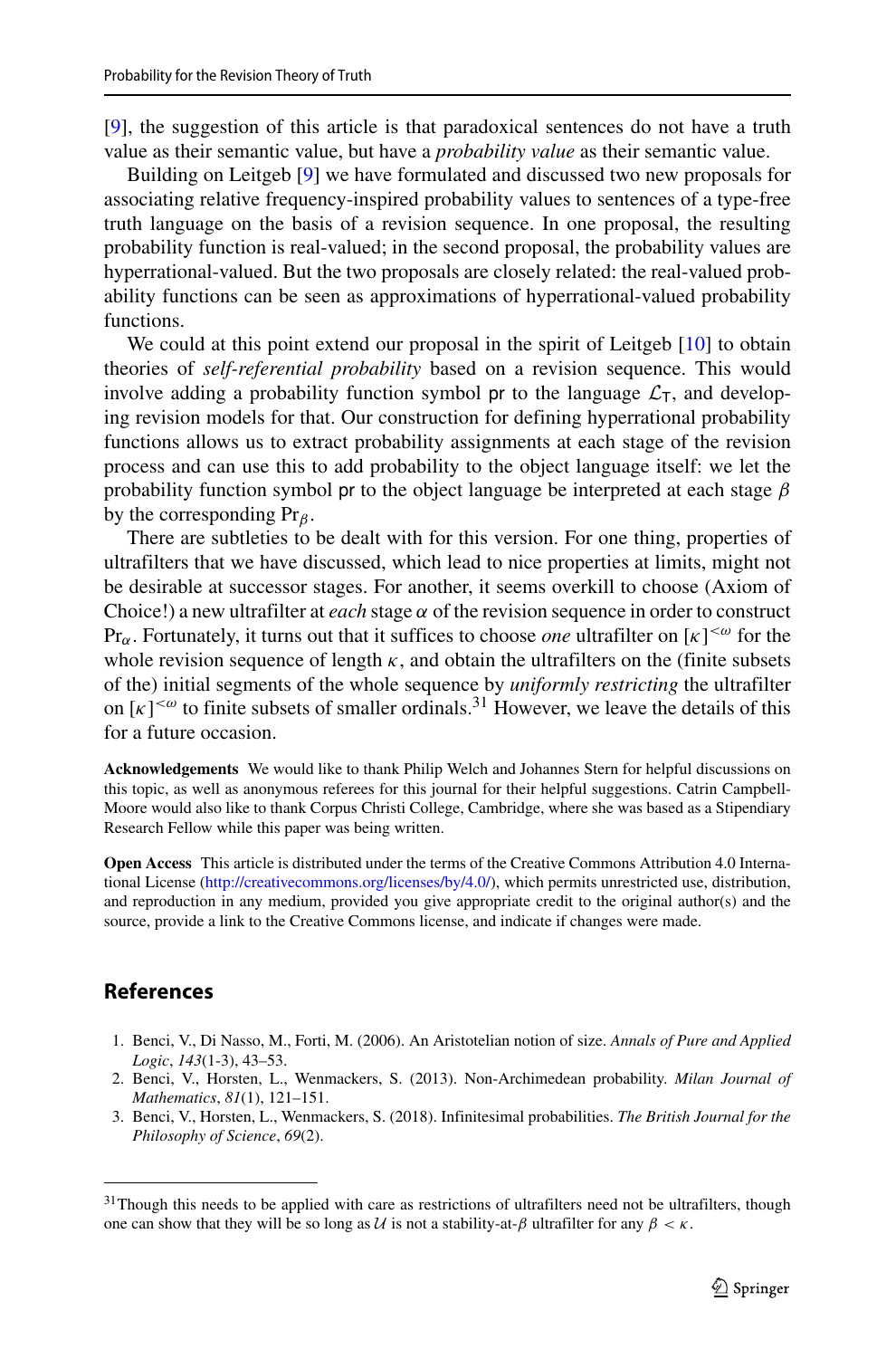[9], the suggestion of this article is that paradoxical sentences do not have a truth value as their semantic value, but have a *probability value* as their semantic value.

Building on Leitgeb [9] we have formulated and discussed two new proposals for associating relative frequency-inspired probability values to sentences of a type-free truth language on the basis of a revision sequence. In one proposal, the resulting probability function is real-valued; in the second proposal, the probability values are hyperrational-valued. But the two proposals are closely related: the real-valued probability functions can be seen as approximations of hyperrational-valued probability functions.

We could at this point extend our proposal in the spirit of Leitgeb [10] to obtain theories of *self-referential probability* based on a revision sequence. This would involve adding a probability function symbol pr to the language $\mathcal{L}_\mathsf{T}$, and developing revision models for that. Our construction for defining hyperrational probability functions allows us to extract probability assignments at each stage of the revision process and can use this to add probability to the object language itself: we let the probability function symbol pr to the object language be interpreted at each stage $\beta$ by the corresponding $\mathrm{Pr}_\beta$.

There are subtleties to be dealt with for this version. For one thing, properties of ultrafilters that we have discussed, which lead to nice properties at limits, might not be desirable at successor stages. For another, it seems overkill to choose (Axiom of Choice!) a new ultrafilter at *each* stage $\alpha$ of the revision sequence in order to construct $\mathrm{Pr}_\alpha$. Fortunately, it turns out that it suffices to choose *one* ultrafilter on $[\kappa]^{<\omega}$ for the whole revision sequence of length $\kappa$, and obtain the ultrafilters on the (finite subsets of the) initial segments of the whole sequence by *uniformly restricting* the ultrafilter on $[\kappa]^{<\omega}$ to finite subsets of smaller ordinals.[31] However, we leave the details of this for a future occasion.

**Acknowledgements** We would like to thank Philip Welch and Johannes Stern for helpful discussions on this topic, as well as anonymous referees for this journal for their helpful suggestions. Catrin Campbell-Moore would also like to thank Corpus Christi College, Cambridge, where she was based as a Stipendiary Research Fellow while this paper was being written.

**Open Access** This article is distributed under the terms of the Creative Commons Attribution 4.0 International License (http://creativecommons.org/licenses/by/4.0/), which permits unrestricted use, distribution, and reproduction in any medium, provided you give appropriate credit to the original author(s) and the source, provide a link to the Creative Commons license, and indicate if changes were made.

## References

1. Benci, V., Di Nasso, M., Forti, M. (2006). An Aristotelian notion of size. *Annals of Pure and Applied Logic*, *143*(1-3), 43–53.
2. Benci, V., Horsten, L., Wenmackers, S. (2013). Non-Archimedean probability. *Milan Journal of Mathematics*, *81*(1), 121–151.
3. Benci, V., Horsten, L., Wenmackers, S. (2018). Infinitesimal probabilities. *The British Journal for the Philosophy of Science*, *69*(2).

---

[31] Though this needs to be applied with care as restrictions of ultrafilters need not be ultrafilters, though one can show that they will be so long as $\mathcal{U}$ is not a stability-at-$\beta$ ultrafilter for any $\beta < \kappa$.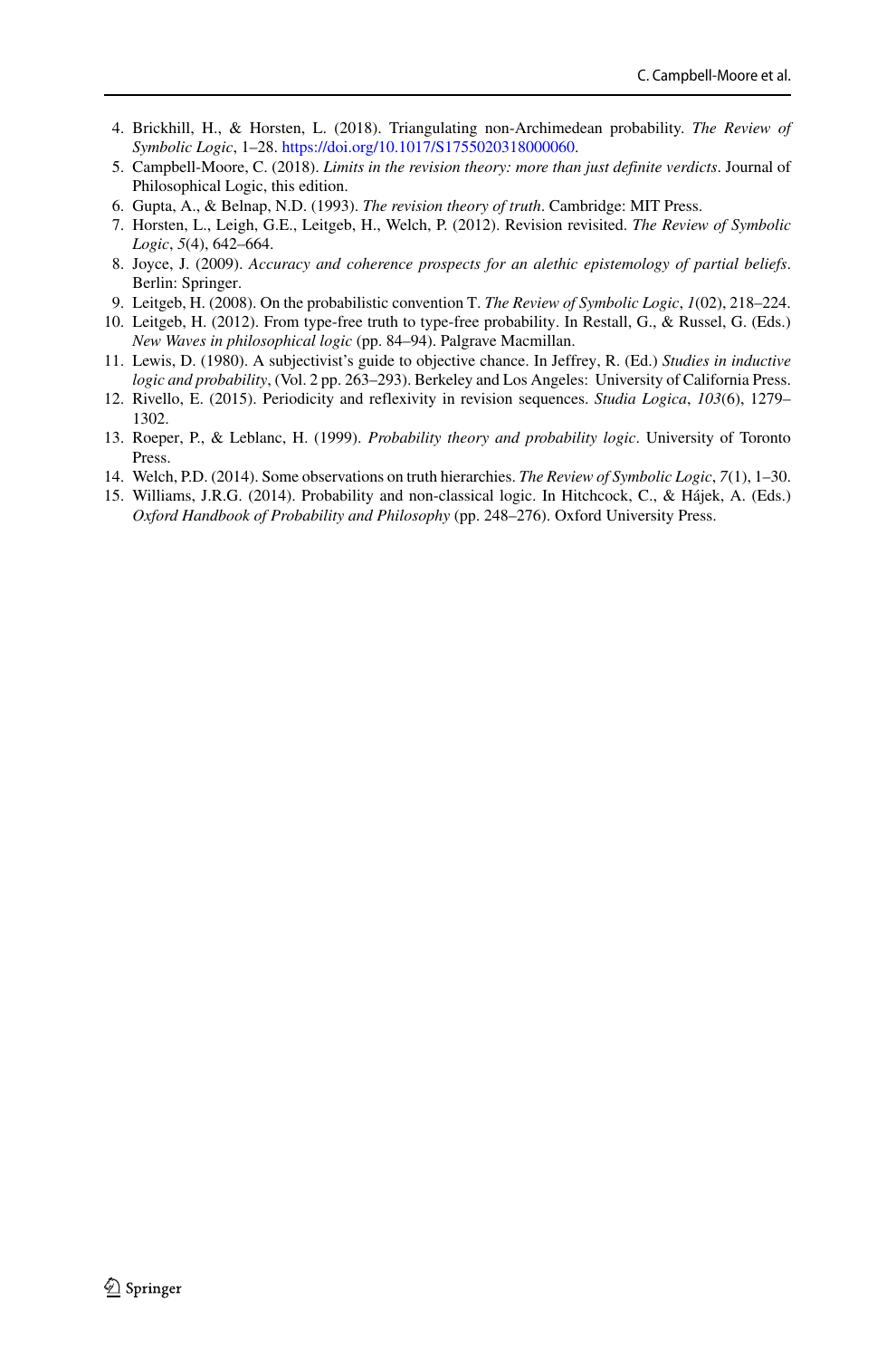4. Brickhill, H., & Horsten, L. (2018). Triangulating non-Archimedean probability. *The Review of Symbolic Logic*, 1–28. https://doi.org/10.1017/S1755020318000060.
5. Campbell-Moore, C. (2018). *Limits in the revision theory: more than just definite verdicts*. Journal of Philosophical Logic, this edition.
6. Gupta, A., & Belnap, N.D. (1993). *The revision theory of truth*. Cambridge: MIT Press.
7. Horsten, L., Leigh, G.E., Leitgeb, H., Welch, P. (2012). Revision revisited. *The Review of Symbolic Logic*, *5*(4), 642–664.
8. Joyce, J. (2009). *Accuracy and coherence prospects for an alethic epistemology of partial beliefs*. Berlin: Springer.
9. Leitgeb, H. (2008). On the probabilistic convention T. *The Review of Symbolic Logic*, *1*(02), 218–224.
10. Leitgeb, H. (2012). From type-free truth to type-free probability. In Restall, G., & Russel, G. (Eds.) *New Waves in philosophical logic* (pp. 84–94). Palgrave Macmillan.
11. Lewis, D. (1980). A subjectivist's guide to objective chance. In Jeffrey, R. (Ed.) *Studies in inductive logic and probability*, (Vol. 2 pp. 263–293). Berkeley and Los Angeles: University of California Press.
12. Rivello, E. (2015). Periodicity and reflexivity in revision sequences. *Studia Logica*, *103*(6), 1279–1302.
13. Roeper, P., & Leblanc, H. (1999). *Probability theory and probability logic*. University of Toronto Press.
14. Welch, P.D. (2014). Some observations on truth hierarchies. *The Review of Symbolic Logic*, *7*(1), 1–30.
15. Williams, J.R.G. (2014). Probability and non-classical logic. In Hitchcock, C., & Hájek, A. (Eds.) *Oxford Handbook of Probability and Philosophy* (pp. 248–276). Oxford University Press.